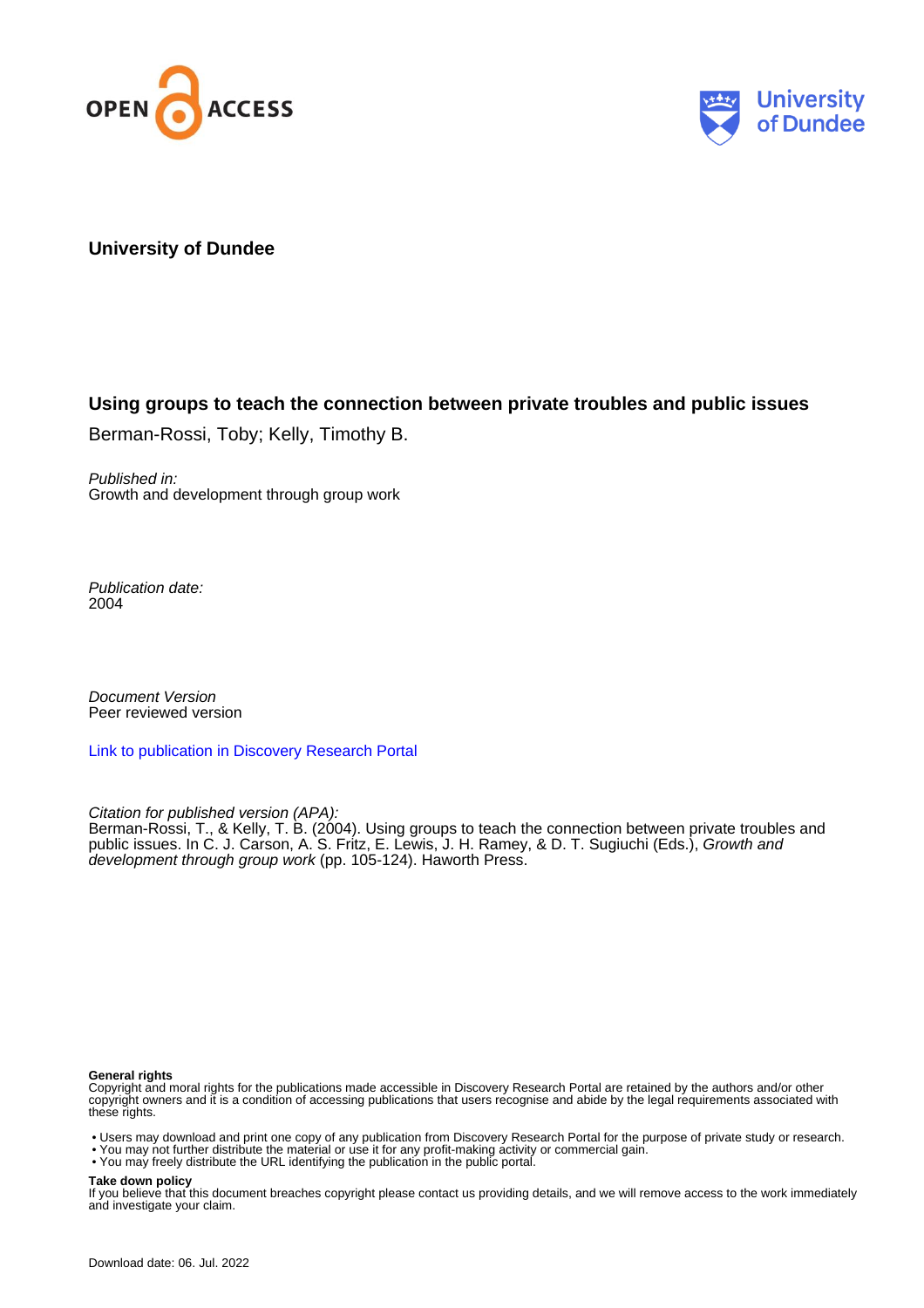OPEN ACCESS

University of Dundee

**University of Dundee**

## Using groups to teach the connection between private troubles and public issues

Berman-Rossi, Toby; Kelly, Timothy B.

*Published in:*
Growth and development through group work

*Publication date:*
2004

*Document Version*
Peer reviewed version

[Link to publication in Discovery Research Portal]

*Citation for published version (APA):*
Berman-Rossi, T., & Kelly, T. B. (2004). Using groups to teach the connection between private troubles and public issues. In C. J. Carson, A. S. Fritz, E. Lewis, J. H. Ramey, & D. T. Sugiuchi (Eds.), *Growth and development through group work* (pp. 105-124). Haworth Press.

**General rights**
Copyright and moral rights for the publications made accessible in Discovery Research Portal are retained by the authors and/or other copyright owners and it is a condition of accessing publications that users recognise and abide by the legal requirements associated with these rights.

- Users may download and print one copy of any publication from Discovery Research Portal for the purpose of private study or research.
- You may not further distribute the material or use it for any profit-making activity or commercial gain.
- You may freely distribute the URL identifying the publication in the public portal.

**Take down policy**
If you believe that this document breaches copyright please contact us providing details, and we will remove access to the work immediately and investigate your claim.

Download date: 06. Jul. 2022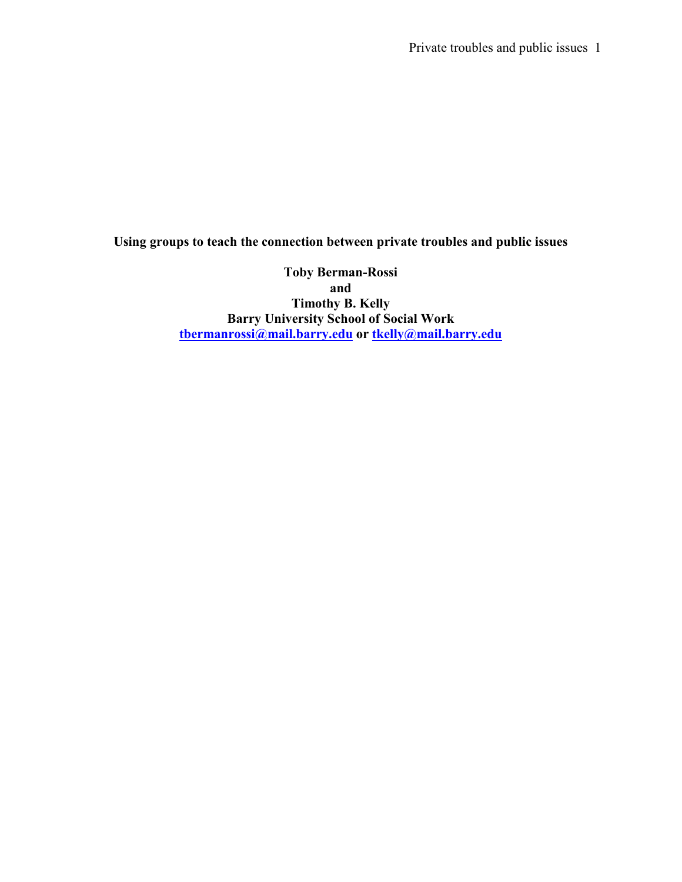# Using groups to teach the connection between private troubles and public issues

**Toby Berman-Rossi**
**and**
**Timothy B. Kelly**
**Barry University School of Social Work**
**tbermanrossi@mail.barry.edu or tkelly@mail.barry.edu**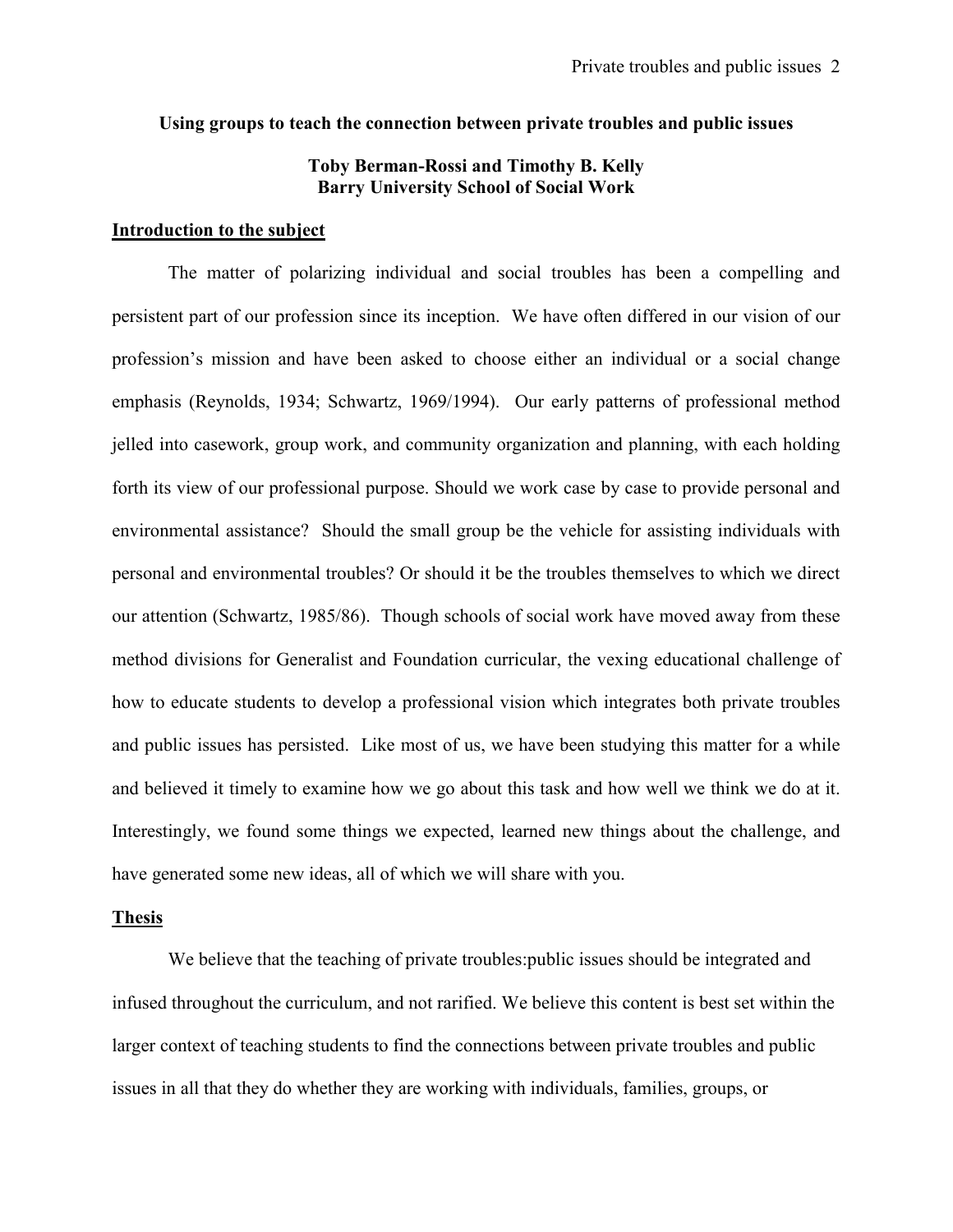**Using groups to teach the connection between private troubles and public issues**

**Toby Berman-Rossi and Timothy B. Kelly**
**Barry University School of Social Work**

## Introduction to the subject

The matter of polarizing individual and social troubles has been a compelling and persistent part of our profession since its inception. We have often differed in our vision of our profession's mission and have been asked to choose either an individual or a social change emphasis (Reynolds, 1934; Schwartz, 1969/1994). Our early patterns of professional method jelled into casework, group work, and community organization and planning, with each holding forth its view of our professional purpose. Should we work case by case to provide personal and environmental assistance? Should the small group be the vehicle for assisting individuals with personal and environmental troubles? Or should it be the troubles themselves to which we direct our attention (Schwartz, 1985/86). Though schools of social work have moved away from these method divisions for Generalist and Foundation curricular, the vexing educational challenge of how to educate students to develop a professional vision which integrates both private troubles and public issues has persisted. Like most of us, we have been studying this matter for a while and believed it timely to examine how we go about this task and how well we think we do at it. Interestingly, we found some things we expected, learned new things about the challenge, and have generated some new ideas, all of which we will share with you.

## Thesis

We believe that the teaching of private troubles:public issues should be integrated and infused throughout the curriculum, and not rarified. We believe this content is best set within the larger context of teaching students to find the connections between private troubles and public issues in all that they do whether they are working with individuals, families, groups, or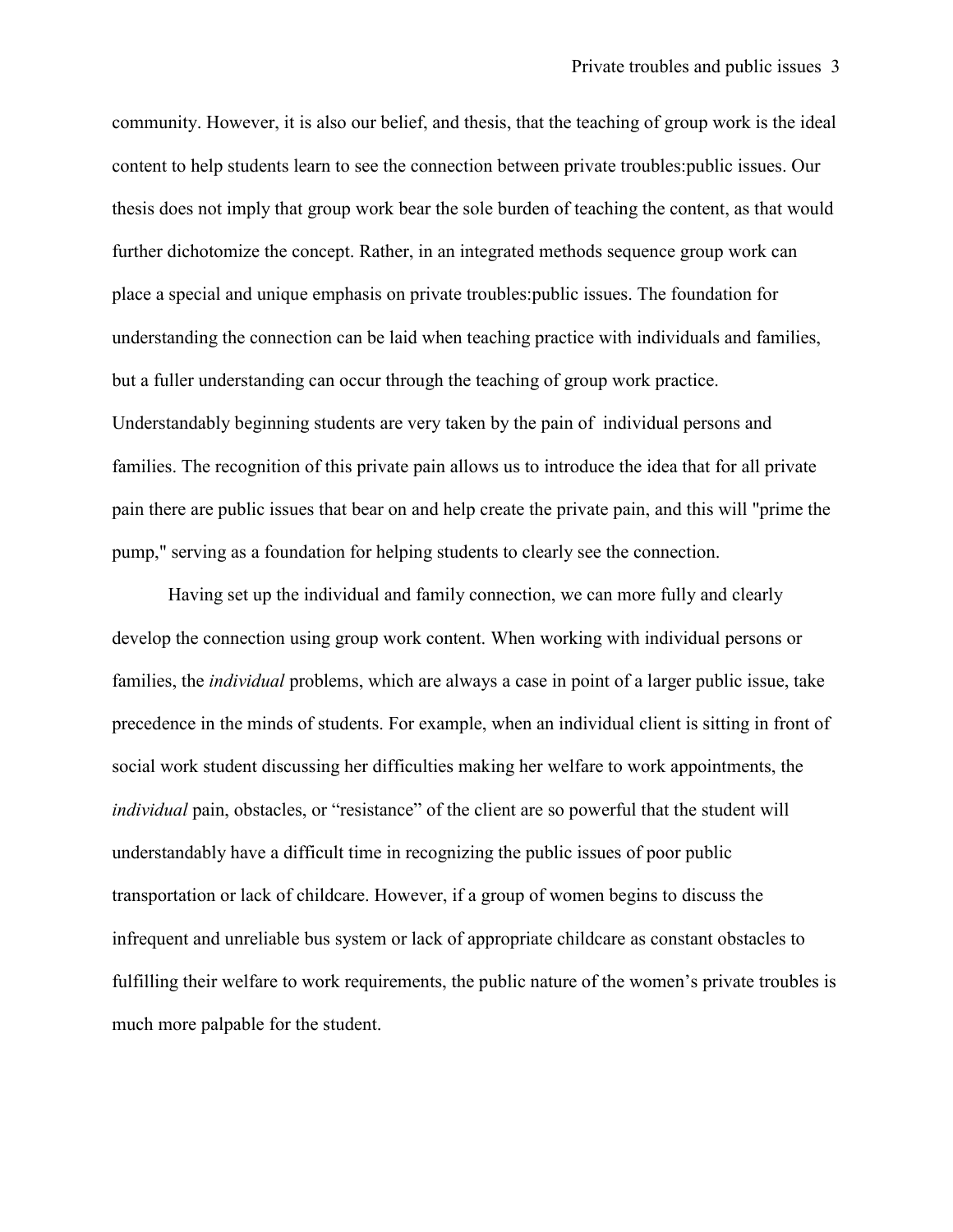community. However, it is also our belief, and thesis, that the teaching of group work is the ideal content to help students learn to see the connection between private troubles:public issues. Our thesis does not imply that group work bear the sole burden of teaching the content, as that would further dichotomize the concept. Rather, in an integrated methods sequence group work can place a special and unique emphasis on private troubles:public issues. The foundation for understanding the connection can be laid when teaching practice with individuals and families, but a fuller understanding can occur through the teaching of group work practice. Understandably beginning students are very taken by the pain of individual persons and families. The recognition of this private pain allows us to introduce the idea that for all private pain there are public issues that bear on and help create the private pain, and this will "prime the pump," serving as a foundation for helping students to clearly see the connection.

Having set up the individual and family connection, we can more fully and clearly develop the connection using group work content. When working with individual persons or families, the *individual* problems, which are always a case in point of a larger public issue, take precedence in the minds of students. For example, when an individual client is sitting in front of social work student discussing her difficulties making her welfare to work appointments, the *individual* pain, obstacles, or "resistance" of the client are so powerful that the student will understandably have a difficult time in recognizing the public issues of poor public transportation or lack of childcare. However, if a group of women begins to discuss the infrequent and unreliable bus system or lack of appropriate childcare as constant obstacles to fulfilling their welfare to work requirements, the public nature of the women's private troubles is much more palpable for the student.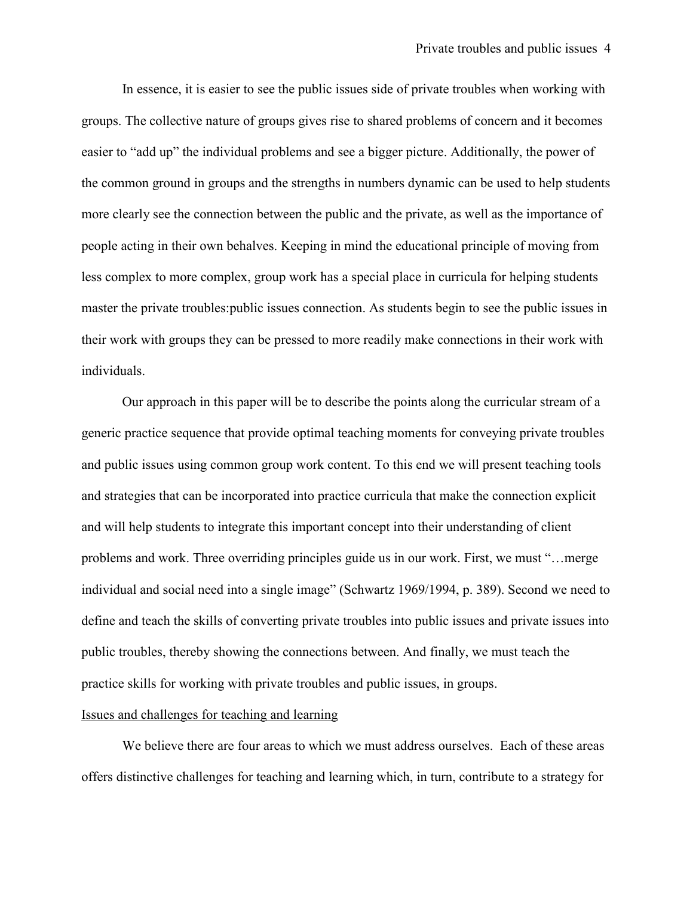In essence, it is easier to see the public issues side of private troubles when working with groups. The collective nature of groups gives rise to shared problems of concern and it becomes easier to "add up" the individual problems and see a bigger picture. Additionally, the power of the common ground in groups and the strengths in numbers dynamic can be used to help students more clearly see the connection between the public and the private, as well as the importance of people acting in their own behalves. Keeping in mind the educational principle of moving from less complex to more complex, group work has a special place in curricula for helping students master the private troubles:public issues connection. As students begin to see the public issues in their work with groups they can be pressed to more readily make connections in their work with individuals.

Our approach in this paper will be to describe the points along the curricular stream of a generic practice sequence that provide optimal teaching moments for conveying private troubles and public issues using common group work content. To this end we will present teaching tools and strategies that can be incorporated into practice curricula that make the connection explicit and will help students to integrate this important concept into their understanding of client problems and work. Three overriding principles guide us in our work. First, we must "…merge individual and social need into a single image" (Schwartz 1969/1994, p. 389). Second we need to define and teach the skills of converting private troubles into public issues and private issues into public troubles, thereby showing the connections between. And finally, we must teach the practice skills for working with private troubles and public issues, in groups.

## Issues and challenges for teaching and learning

We believe there are four areas to which we must address ourselves. Each of these areas offers distinctive challenges for teaching and learning which, in turn, contribute to a strategy for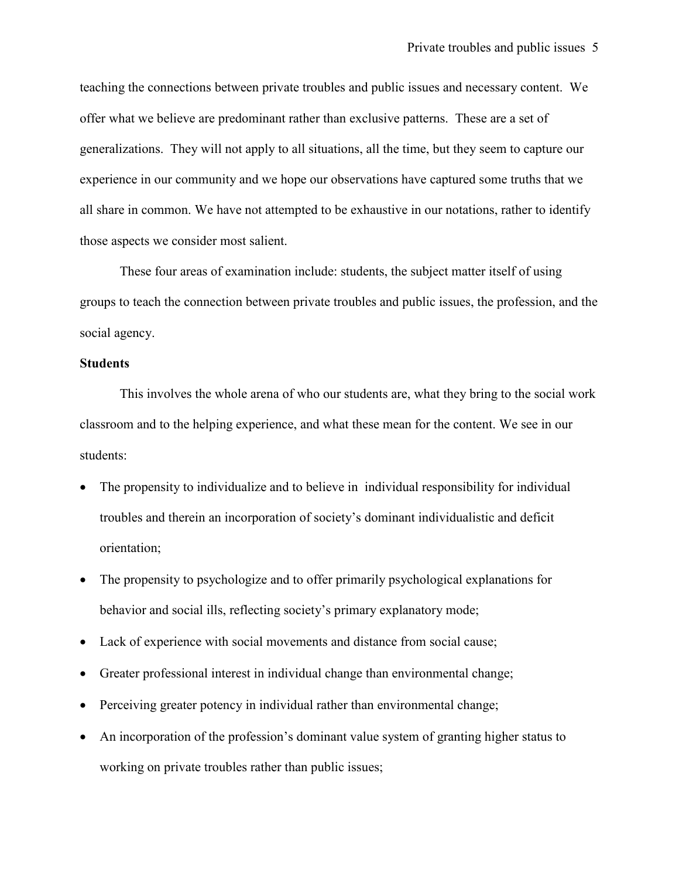teaching the connections between private troubles and public issues and necessary content. We offer what we believe are predominant rather than exclusive patterns. These are a set of generalizations. They will not apply to all situations, all the time, but they seem to capture our experience in our community and we hope our observations have captured some truths that we all share in common. We have not attempted to be exhaustive in our notations, rather to identify those aspects we consider most salient.

These four areas of examination include: students, the subject matter itself of using groups to teach the connection between private troubles and public issues, the profession, and the social agency.

**Students**

This involves the whole arena of who our students are, what they bring to the social work classroom and to the helping experience, and what these mean for the content. We see in our students:

- The propensity to individualize and to believe in individual responsibility for individual troubles and therein an incorporation of society's dominant individualistic and deficit orientation;
- The propensity to psychologize and to offer primarily psychological explanations for behavior and social ills, reflecting society's primary explanatory mode;
- Lack of experience with social movements and distance from social cause;
- Greater professional interest in individual change than environmental change;
- Perceiving greater potency in individual rather than environmental change;
- An incorporation of the profession's dominant value system of granting higher status to working on private troubles rather than public issues;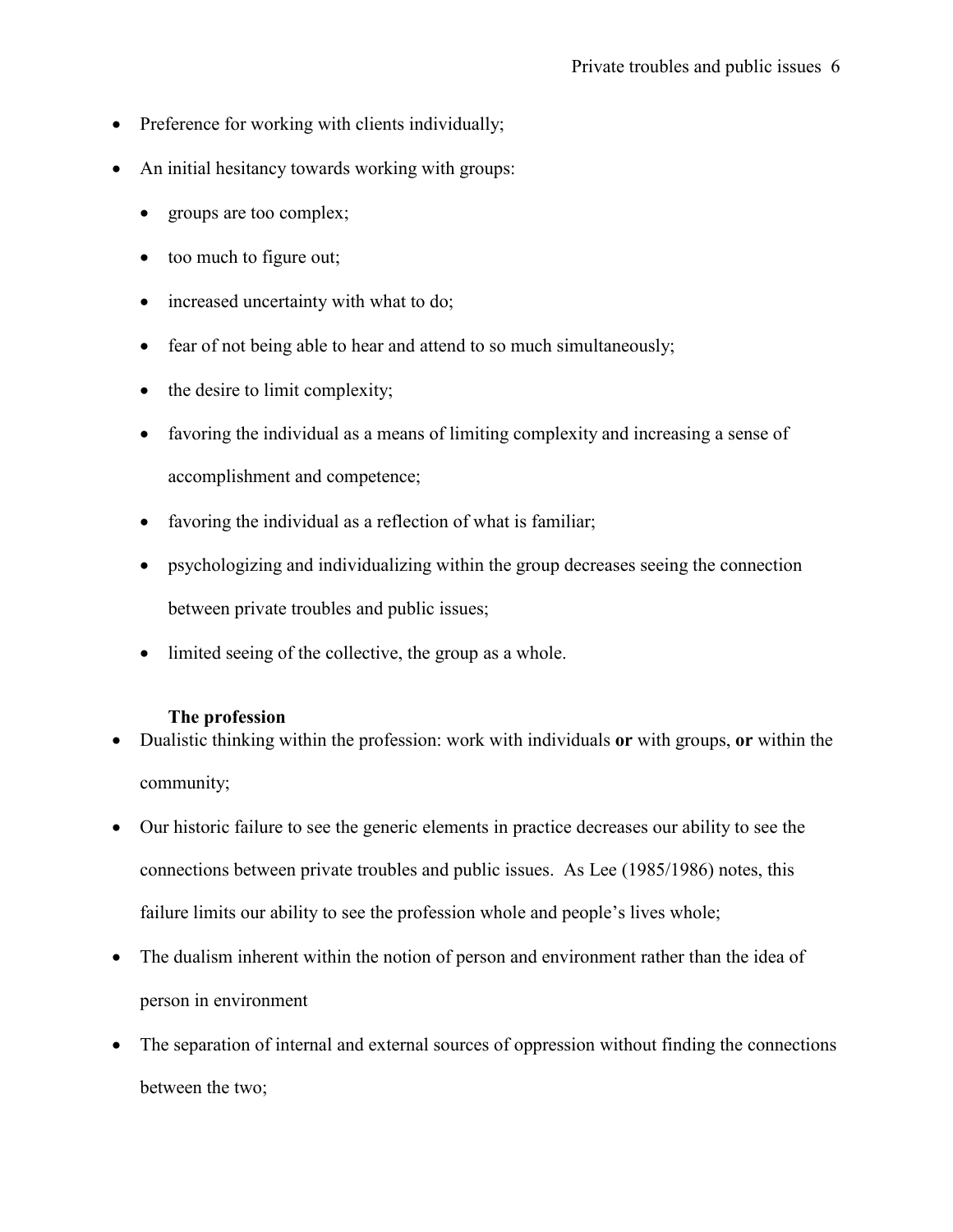- Preference for working with clients individually;
- An initial hesitancy towards working with groups:
  - groups are too complex;
  - too much to figure out;
  - increased uncertainty with what to do;
  - fear of not being able to hear and attend to so much simultaneously;
  - the desire to limit complexity;
  - favoring the individual as a means of limiting complexity and increasing a sense of accomplishment and competence;
  - favoring the individual as a reflection of what is familiar;
  - psychologizing and individualizing within the group decreases seeing the connection between private troubles and public issues;
  - limited seeing of the collective, the group as a whole.

**The profession**

- Dualistic thinking within the profession: work with individuals **or** with groups, **or** within the community;
- Our historic failure to see the generic elements in practice decreases our ability to see the connections between private troubles and public issues. As Lee (1985/1986) notes, this failure limits our ability to see the profession whole and people's lives whole;
- The dualism inherent within the notion of person and environment rather than the idea of person in environment
- The separation of internal and external sources of oppression without finding the connections between the two;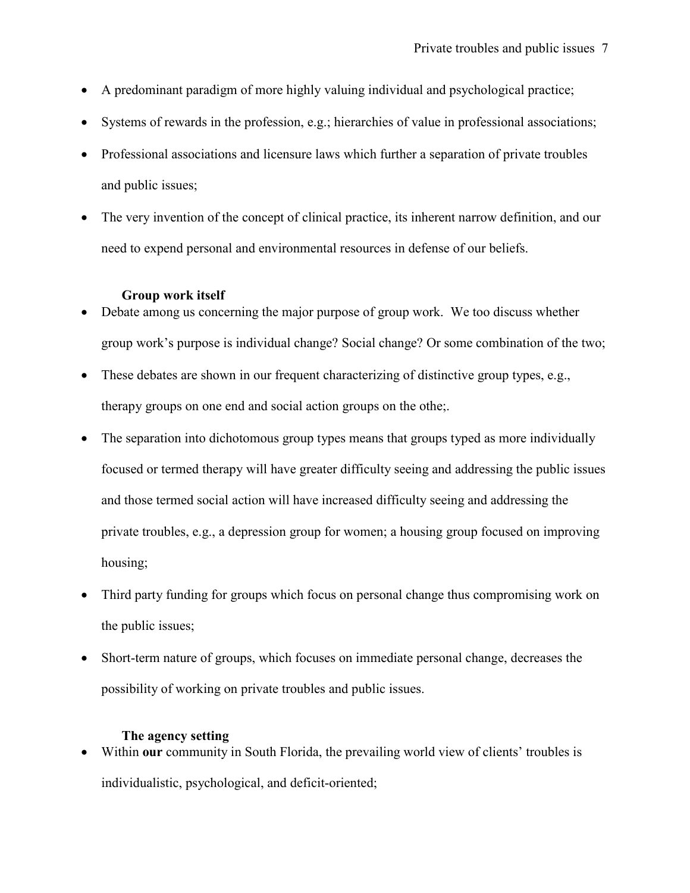- A predominant paradigm of more highly valuing individual and psychological practice;
- Systems of rewards in the profession, e.g.; hierarchies of value in professional associations;
- Professional associations and licensure laws which further a separation of private troubles and public issues;
- The very invention of the concept of clinical practice, its inherent narrow definition, and our need to expend personal and environmental resources in defense of our beliefs.

**Group work itself**

- Debate among us concerning the major purpose of group work. We too discuss whether group work's purpose is individual change? Social change? Or some combination of the two;
- These debates are shown in our frequent characterizing of distinctive group types, e.g., therapy groups on one end and social action groups on the othe;.
- The separation into dichotomous group types means that groups typed as more individually focused or termed therapy will have greater difficulty seeing and addressing the public issues and those termed social action will have increased difficulty seeing and addressing the private troubles, e.g., a depression group for women; a housing group focused on improving housing;
- Third party funding for groups which focus on personal change thus compromising work on the public issues;
- Short-term nature of groups, which focuses on immediate personal change, decreases the possibility of working on private troubles and public issues.

**The agency setting**

- Within **our** community in South Florida, the prevailing world view of clients' troubles is individualistic, psychological, and deficit-oriented;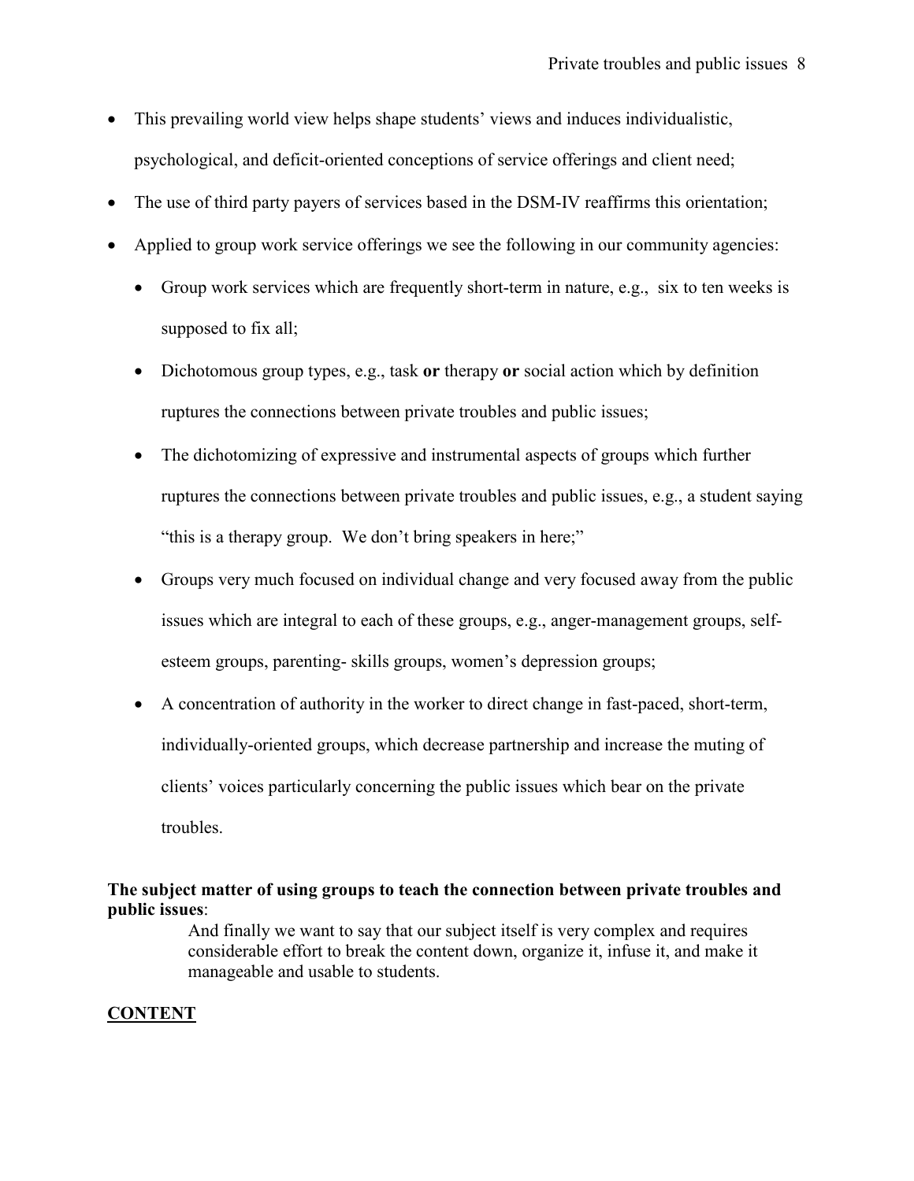- This prevailing world view helps shape students' views and induces individualistic, psychological, and deficit-oriented conceptions of service offerings and client need;
- The use of third party payers of services based in the DSM-IV reaffirms this orientation;
- Applied to group work service offerings we see the following in our community agencies:
  - Group work services which are frequently short-term in nature, e.g., six to ten weeks is supposed to fix all;
  - Dichotomous group types, e.g., task **or** therapy **or** social action which by definition ruptures the connections between private troubles and public issues;
  - The dichotomizing of expressive and instrumental aspects of groups which further ruptures the connections between private troubles and public issues, e.g., a student saying "this is a therapy group. We don't bring speakers in here;"
  - Groups very much focused on individual change and very focused away from the public issues which are integral to each of these groups, e.g., anger-management groups, self-esteem groups, parenting- skills groups, women's depression groups;
  - A concentration of authority in the worker to direct change in fast-paced, short-term, individually-oriented groups, which decrease partnership and increase the muting of clients' voices particularly concerning the public issues which bear on the private troubles.

**The subject matter of using groups to teach the connection between private troubles and public issues**:

> And finally we want to say that our subject itself is very complex and requires considerable effort to break the content down, organize it, infuse it, and make it manageable and usable to students.

## CONTENT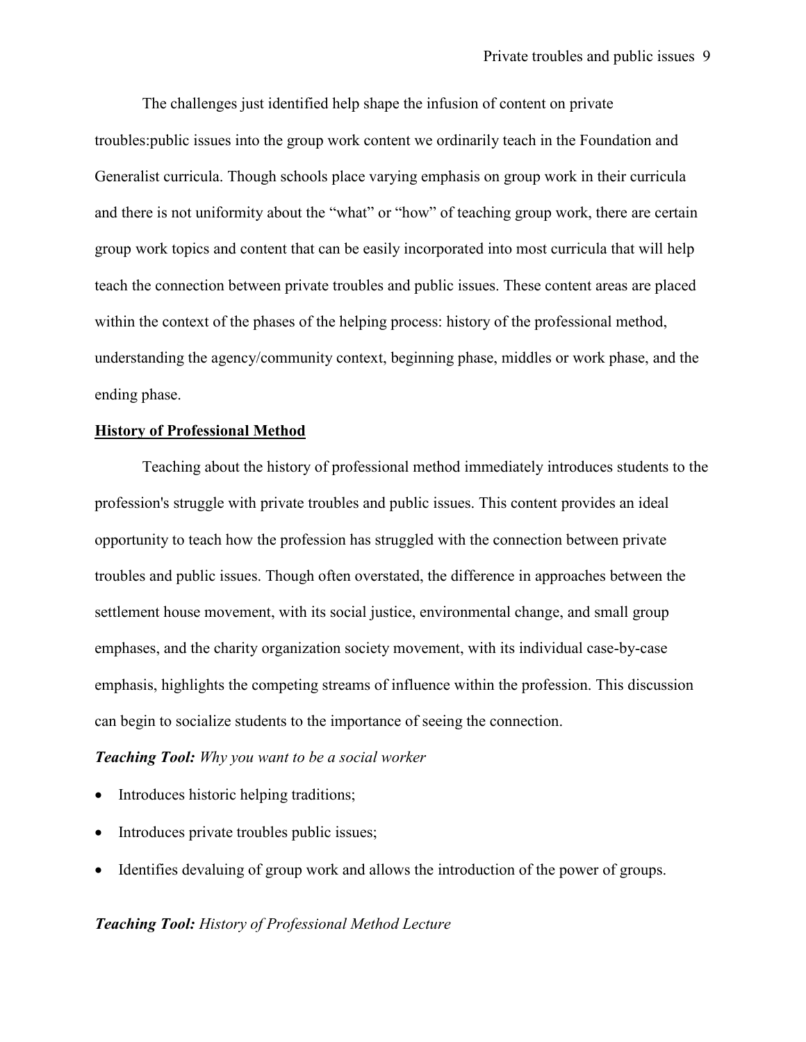The challenges just identified help shape the infusion of content on private troubles:public issues into the group work content we ordinarily teach in the Foundation and Generalist curricula. Though schools place varying emphasis on group work in their curricula and there is not uniformity about the "what" or "how" of teaching group work, there are certain group work topics and content that can be easily incorporated into most curricula that will help teach the connection between private troubles and public issues. These content areas are placed within the context of the phases of the helping process: history of the professional method, understanding the agency/community context, beginning phase, middles or work phase, and the ending phase.

## History of Professional Method

Teaching about the history of professional method immediately introduces students to the profession's struggle with private troubles and public issues. This content provides an ideal opportunity to teach how the profession has struggled with the connection between private troubles and public issues. Though often overstated, the difference in approaches between the settlement house movement, with its social justice, environmental change, and small group emphases, and the charity organization society movement, with its individual case-by-case emphasis, highlights the competing streams of influence within the profession. This discussion can begin to socialize students to the importance of seeing the connection.

***Teaching Tool:*** *Why you want to be a social worker*

- Introduces historic helping traditions;
- Introduces private troubles public issues;
- Identifies devaluing of group work and allows the introduction of the power of groups.

***Teaching Tool:*** *History of Professional Method Lecture*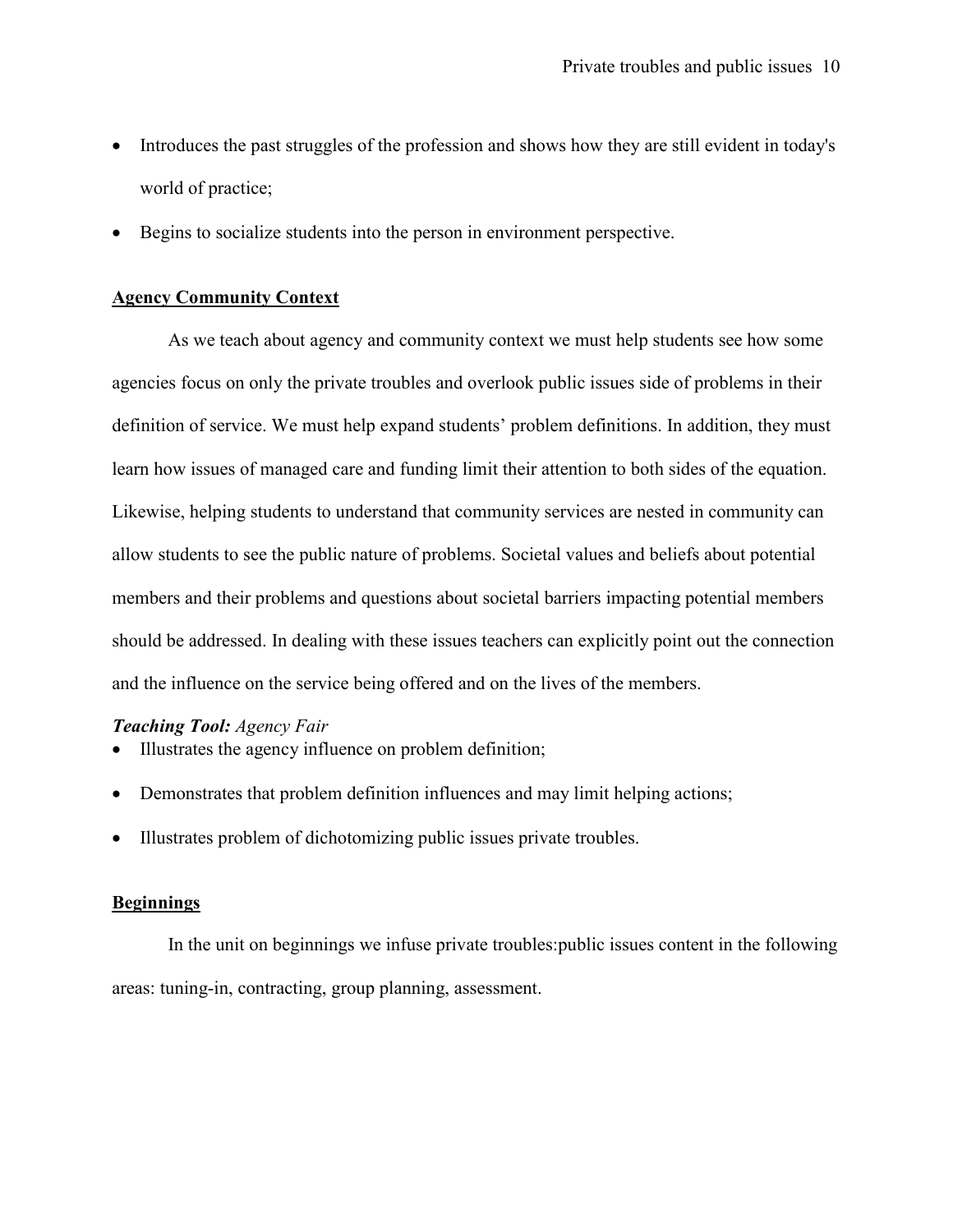- Introduces the past struggles of the profession and shows how they are still evident in today's world of practice;
- Begins to socialize students into the person in environment perspective.

**Agency Community Context**

As we teach about agency and community context we must help students see how some agencies focus on only the private troubles and overlook public issues side of problems in their definition of service. We must help expand students' problem definitions. In addition, they must learn how issues of managed care and funding limit their attention to both sides of the equation. Likewise, helping students to understand that community services are nested in community can allow students to see the public nature of problems. Societal values and beliefs about potential members and their problems and questions about societal barriers impacting potential members should be addressed. In dealing with these issues teachers can explicitly point out the connection and the influence on the service being offered and on the lives of the members.

***Teaching Tool:*** *Agency Fair*

- Illustrates the agency influence on problem definition;
- Demonstrates that problem definition influences and may limit helping actions;
- Illustrates problem of dichotomizing public issues private troubles.

**Beginnings**

In the unit on beginnings we infuse private troubles:public issues content in the following areas: tuning-in, contracting, group planning, assessment.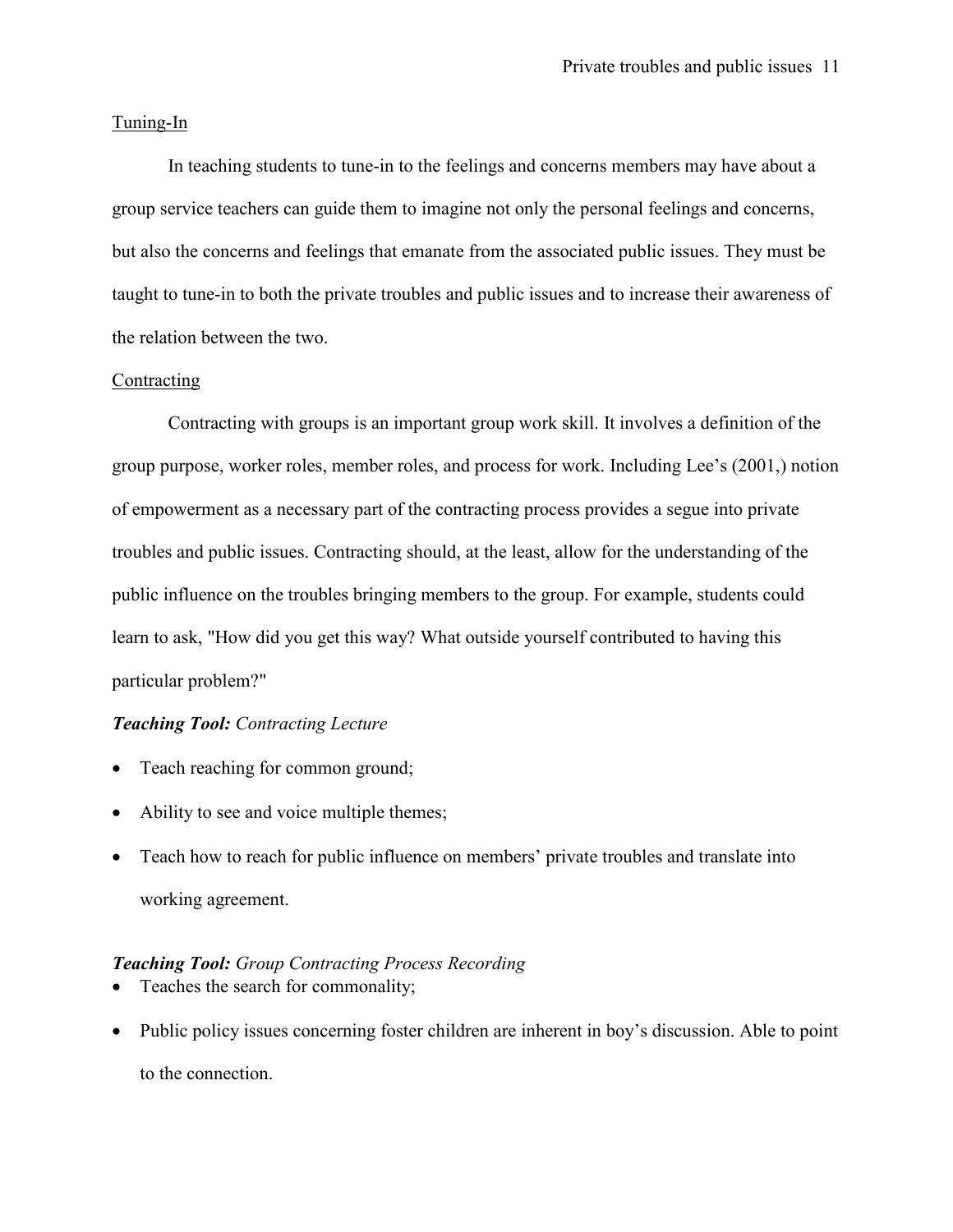Tuning-In

In teaching students to tune-in to the feelings and concerns members may have about a group service teachers can guide them to imagine not only the personal feelings and concerns, but also the concerns and feelings that emanate from the associated public issues. They must be taught to tune-in to both the private troubles and public issues and to increase their awareness of the relation between the two.

Contracting

Contracting with groups is an important group work skill. It involves a definition of the group purpose, worker roles, member roles, and process for work. Including Lee's (2001,) notion of empowerment as a necessary part of the contracting process provides a segue into private troubles and public issues. Contracting should, at the least, allow for the understanding of the public influence on the troubles bringing members to the group. For example, students could learn to ask, "How did you get this way? What outside yourself contributed to having this particular problem?"

***Teaching Tool:*** *Contracting Lecture*

- Teach reaching for common ground;
- Ability to see and voice multiple themes;
- Teach how to reach for public influence on members' private troubles and translate into working agreement.

***Teaching Tool:*** *Group Contracting Process Recording*

- Teaches the search for commonality;
- Public policy issues concerning foster children are inherent in boy's discussion. Able to point to the connection.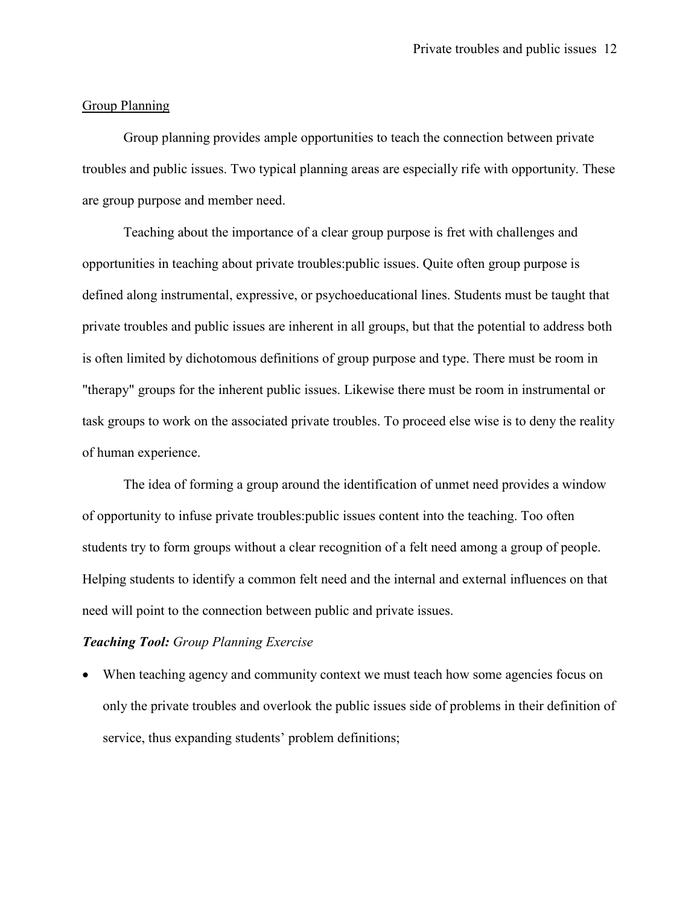<u>Group Planning</u>

Group planning provides ample opportunities to teach the connection between private troubles and public issues. Two typical planning areas are especially rife with opportunity. These are group purpose and member need.

Teaching about the importance of a clear group purpose is fret with challenges and opportunities in teaching about private troubles:public issues. Quite often group purpose is defined along instrumental, expressive, or psychoeducational lines. Students must be taught that private troubles and public issues are inherent in all groups, but that the potential to address both is often limited by dichotomous definitions of group purpose and type. There must be room in "therapy" groups for the inherent public issues. Likewise there must be room in instrumental or task groups to work on the associated private troubles. To proceed else wise is to deny the reality of human experience.

The idea of forming a group around the identification of unmet need provides a window of opportunity to infuse private troubles:public issues content into the teaching. Too often students try to form groups without a clear recognition of a felt need among a group of people. Helping students to identify a common felt need and the internal and external influences on that need will point to the connection between public and private issues.

***Teaching Tool:*** *Group Planning Exercise*

- When teaching agency and community context we must teach how some agencies focus on only the private troubles and overlook the public issues side of problems in their definition of service, thus expanding students' problem definitions;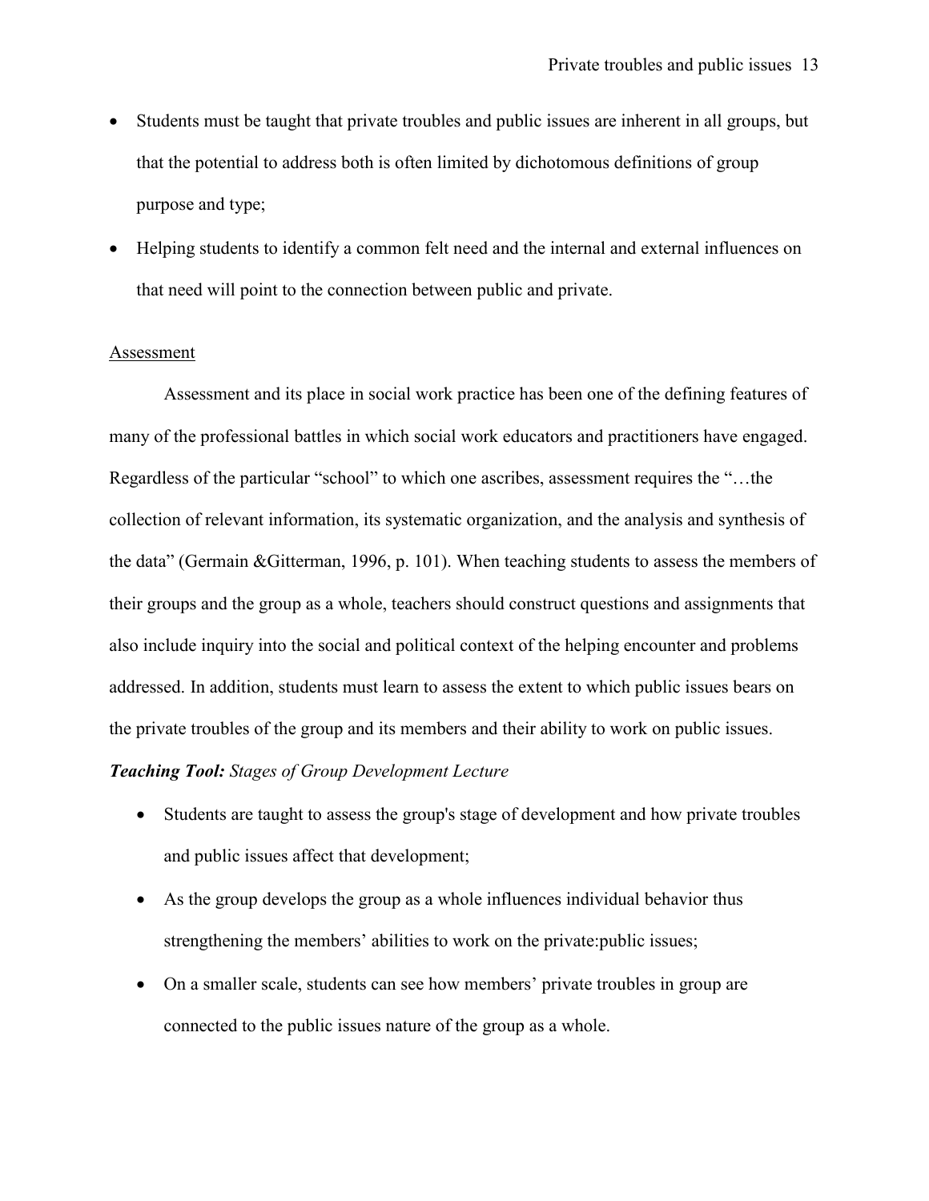- Students must be taught that private troubles and public issues are inherent in all groups, but that the potential to address both is often limited by dichotomous definitions of group purpose and type;
- Helping students to identify a common felt need and the internal and external influences on that need will point to the connection between public and private.

<u>Assessment</u>

Assessment and its place in social work practice has been one of the defining features of many of the professional battles in which social work educators and practitioners have engaged. Regardless of the particular "school" to which one ascribes, assessment requires the "…the collection of relevant information, its systematic organization, and the analysis and synthesis of the data" (Germain &Gitterman, 1996, p. 101). When teaching students to assess the members of their groups and the group as a whole, teachers should construct questions and assignments that also include inquiry into the social and political context of the helping encounter and problems addressed. In addition, students must learn to assess the extent to which public issues bears on the private troubles of the group and its members and their ability to work on public issues.

***Teaching Tool:*** *Stages of Group Development Lecture*

- Students are taught to assess the group's stage of development and how private troubles and public issues affect that development;
- As the group develops the group as a whole influences individual behavior thus strengthening the members' abilities to work on the private:public issues;
- On a smaller scale, students can see how members' private troubles in group are connected to the public issues nature of the group as a whole.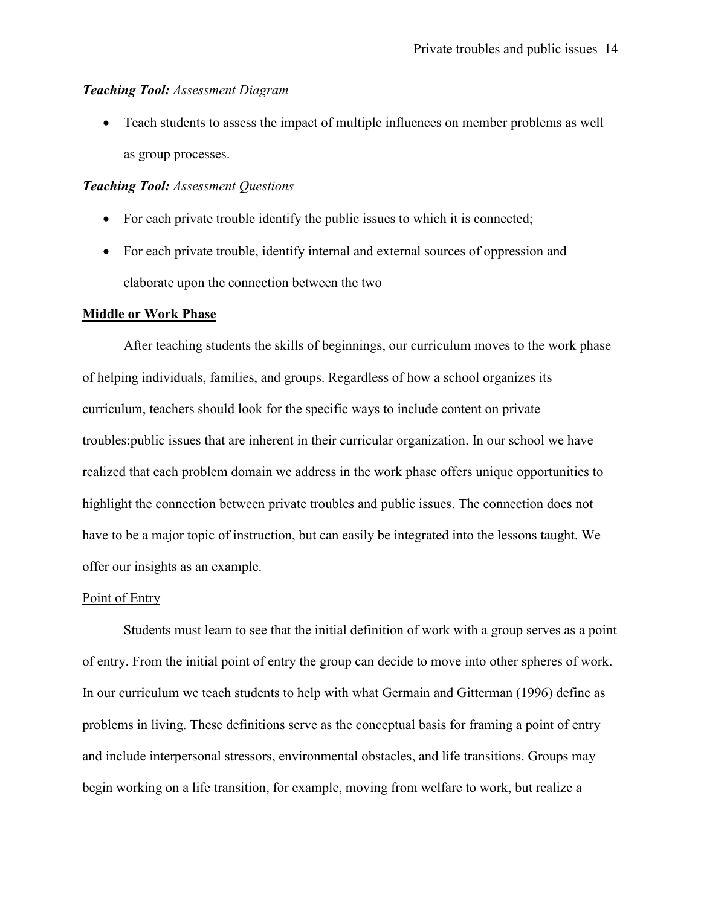***Teaching Tool:*** *Assessment Diagram*

- Teach students to assess the impact of multiple influences on member problems as well as group processes.

***Teaching Tool:*** *Assessment Questions*

- For each private trouble identify the public issues to which it is connected;
- For each private trouble, identify internal and external sources of oppression and elaborate upon the connection between the two

## <u>Middle or Work Phase</u>

After teaching students the skills of beginnings, our curriculum moves to the work phase of helping individuals, families, and groups. Regardless of how a school organizes its curriculum, teachers should look for the specific ways to include content on private troubles:public issues that are inherent in their curricular organization. In our school we have realized that each problem domain we address in the work phase offers unique opportunities to highlight the connection between private troubles and public issues. The connection does not have to be a major topic of instruction, but can easily be integrated into the lessons taught. We offer our insights as an example.

### <u>Point of Entry</u>

Students must learn to see that the initial definition of work with a group serves as a point of entry. From the initial point of entry the group can decide to move into other spheres of work. In our curriculum we teach students to help with what Germain and Gitterman (1996) define as problems in living. These definitions serve as the conceptual basis for framing a point of entry and include interpersonal stressors, environmental obstacles, and life transitions. Groups may begin working on a life transition, for example, moving from welfare to work, but realize a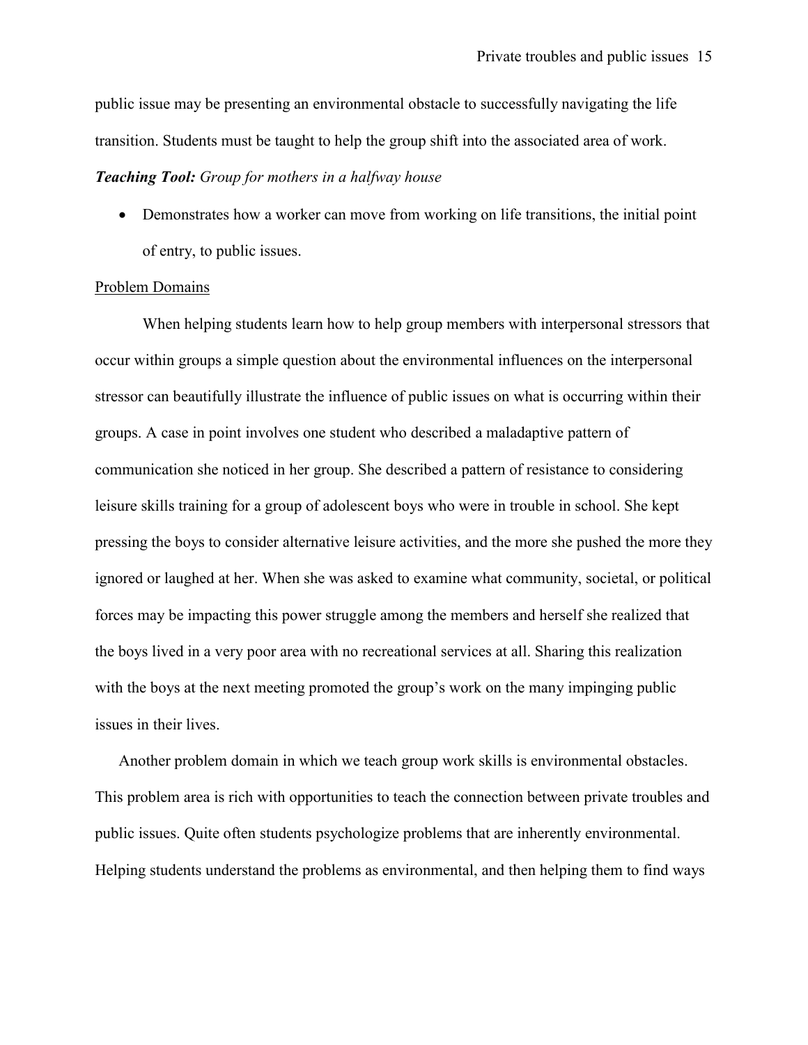public issue may be presenting an environmental obstacle to successfully navigating the life transition. Students must be taught to help the group shift into the associated area of work.

***Teaching Tool:*** *Group for mothers in a halfway house*

- Demonstrates how a worker can move from working on life transitions, the initial point of entry, to public issues.

<u>Problem Domains</u>

When helping students learn how to help group members with interpersonal stressors that occur within groups a simple question about the environmental influences on the interpersonal stressor can beautifully illustrate the influence of public issues on what is occurring within their groups. A case in point involves one student who described a maladaptive pattern of communication she noticed in her group. She described a pattern of resistance to considering leisure skills training for a group of adolescent boys who were in trouble in school. She kept pressing the boys to consider alternative leisure activities, and the more she pushed the more they ignored or laughed at her. When she was asked to examine what community, societal, or political forces may be impacting this power struggle among the members and herself she realized that the boys lived in a very poor area with no recreational services at all. Sharing this realization with the boys at the next meeting promoted the group's work on the many impinging public issues in their lives.

Another problem domain in which we teach group work skills is environmental obstacles. This problem area is rich with opportunities to teach the connection between private troubles and public issues. Quite often students psychologize problems that are inherently environmental. Helping students understand the problems as environmental, and then helping them to find ways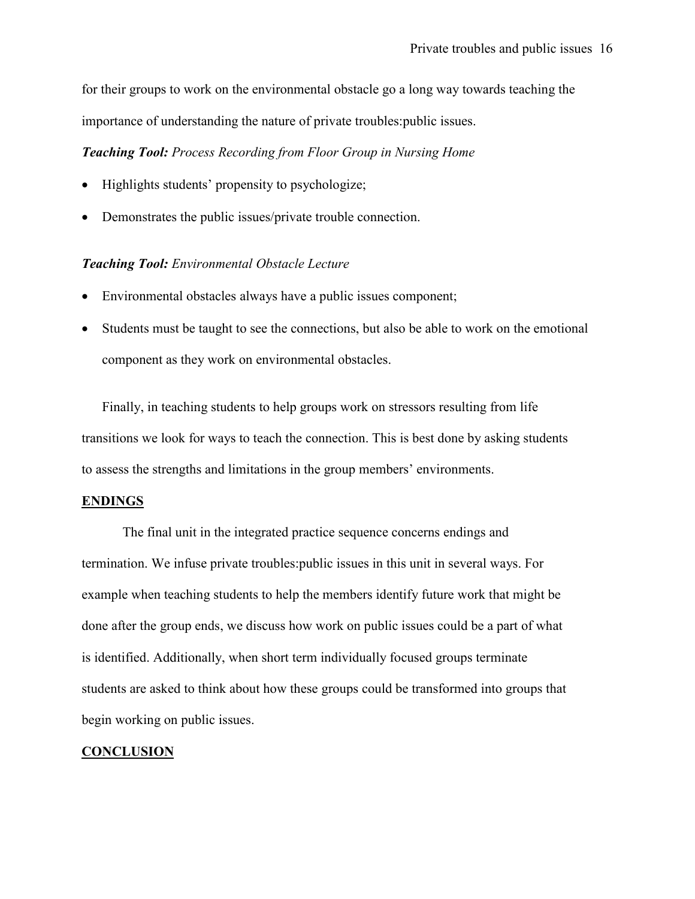for their groups to work on the environmental obstacle go a long way towards teaching the importance of understanding the nature of private troubles:public issues.

***Teaching Tool:*** *Process Recording from Floor Group in Nursing Home*

- Highlights students' propensity to psychologize;
- Demonstrates the public issues/private trouble connection.

***Teaching Tool:*** *Environmental Obstacle Lecture*

- Environmental obstacles always have a public issues component;
- Students must be taught to see the connections, but also be able to work on the emotional component as they work on environmental obstacles.

Finally, in teaching students to help groups work on stressors resulting from life transitions we look for ways to teach the connection. This is best done by asking students to assess the strengths and limitations in the group members' environments.

## ENDINGS

The final unit in the integrated practice sequence concerns endings and termination. We infuse private troubles:public issues in this unit in several ways. For example when teaching students to help the members identify future work that might be done after the group ends, we discuss how work on public issues could be a part of what is identified. Additionally, when short term individually focused groups terminate students are asked to think about how these groups could be transformed into groups that begin working on public issues.

## CONCLUSION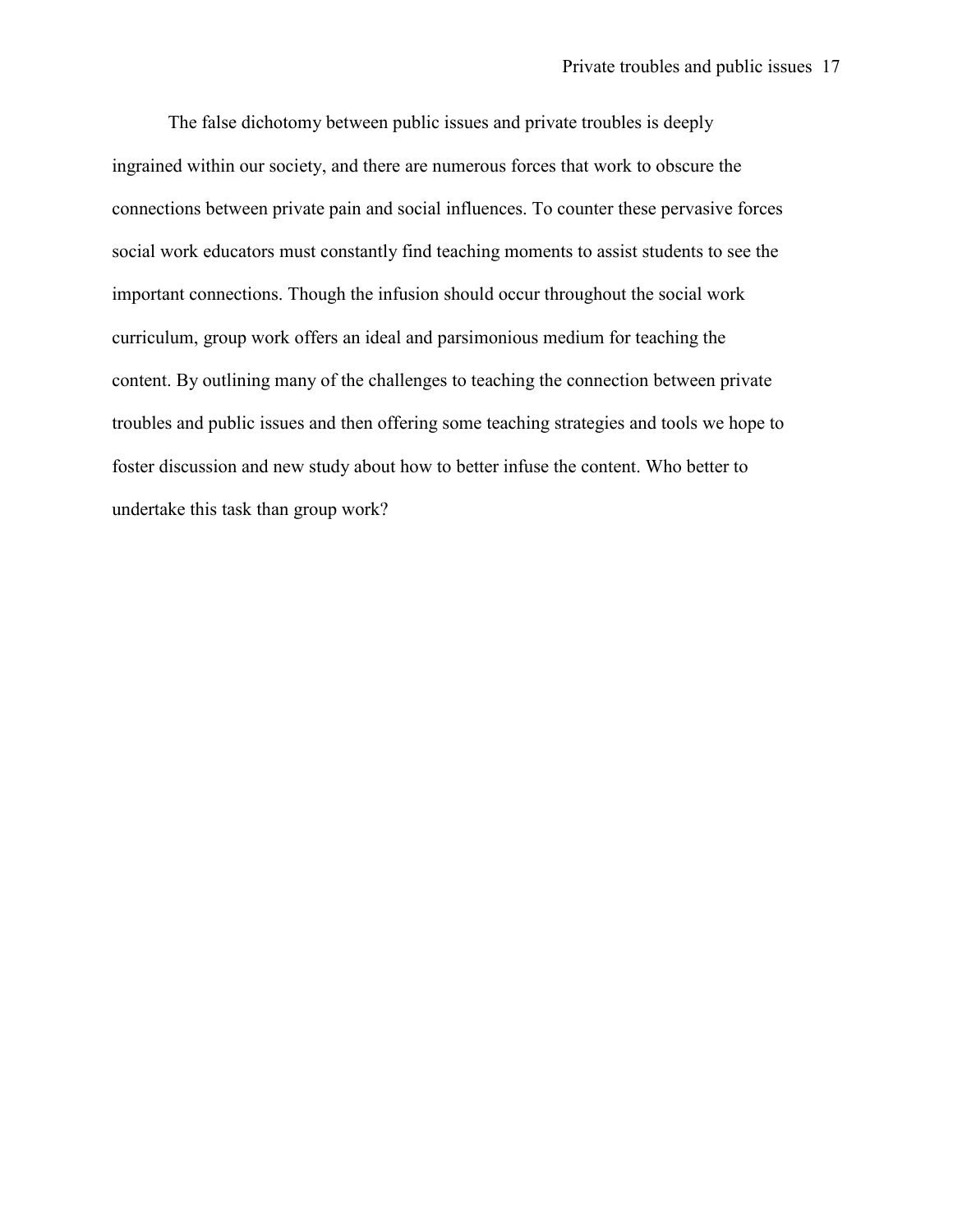The false dichotomy between public issues and private troubles is deeply ingrained within our society, and there are numerous forces that work to obscure the connections between private pain and social influences. To counter these pervasive forces social work educators must constantly find teaching moments to assist students to see the important connections. Though the infusion should occur throughout the social work curriculum, group work offers an ideal and parsimonious medium for teaching the content. By outlining many of the challenges to teaching the connection between private troubles and public issues and then offering some teaching strategies and tools we hope to foster discussion and new study about how to better infuse the content. Who better to undertake this task than group work?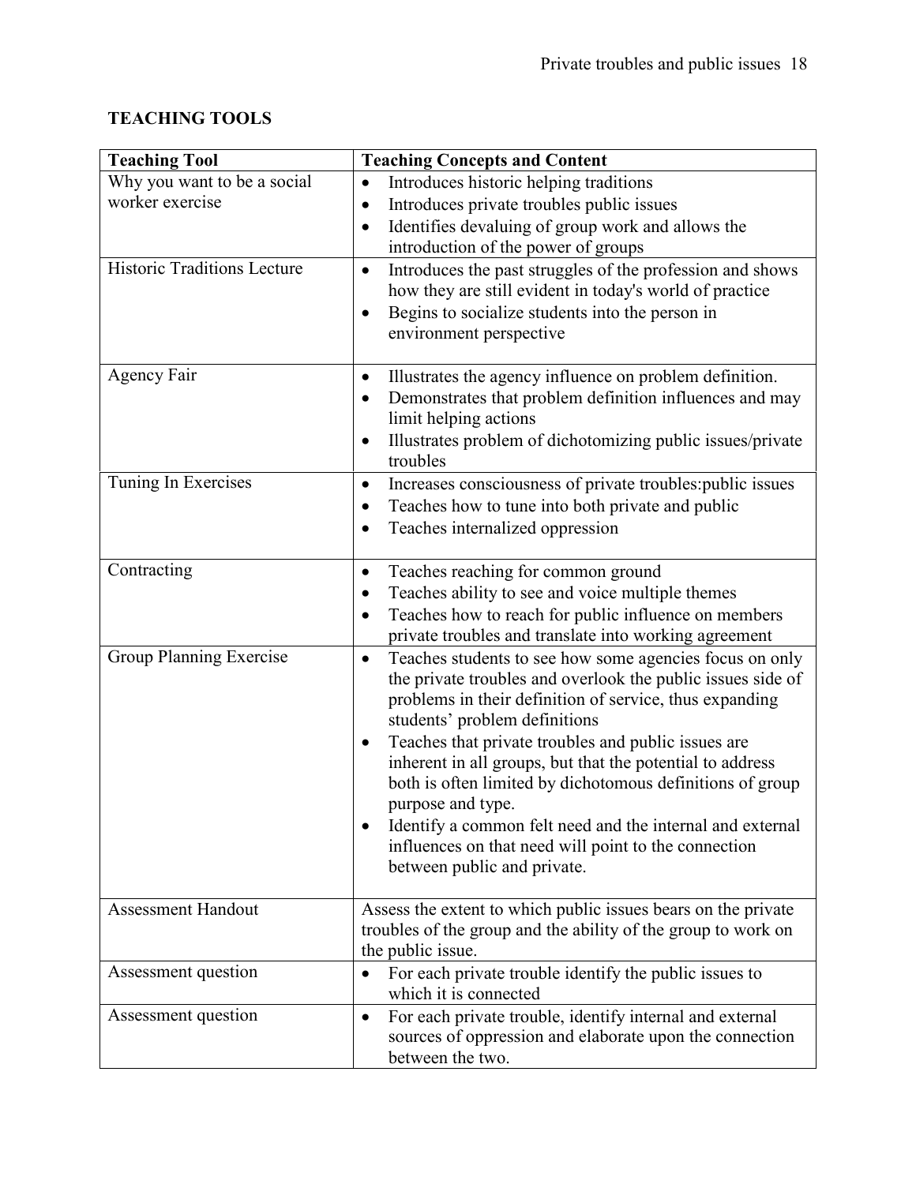## TEACHING TOOLS

| Teaching Tool | Teaching Concepts and Content |
|---|---|
| Why you want to be a social worker exercise | • Introduces historic helping traditions<br>• Introduces private troubles public issues<br>• Identifies devaluing of group work and allows the introduction of the power of groups |
| Historic Traditions Lecture | • Introduces the past struggles of the profession and shows how they are still evident in today's world of practice<br>• Begins to socialize students into the person in environment perspective |
| Agency Fair | • Illustrates the agency influence on problem definition.<br>• Demonstrates that problem definition influences and may limit helping actions<br>• Illustrates problem of dichotomizing public issues/private troubles |
| Tuning In Exercises | • Increases consciousness of private troubles:public issues<br>• Teaches how to tune into both private and public<br>• Teaches internalized oppression |
| Contracting | • Teaches reaching for common ground<br>• Teaches ability to see and voice multiple themes<br>• Teaches how to reach for public influence on members private troubles and translate into working agreement |
| Group Planning Exercise | • Teaches students to see how some agencies focus on only the private troubles and overlook the public issues side of problems in their definition of service, thus expanding students' problem definitions<br>• Teaches that private troubles and public issues are inherent in all groups, but that the potential to address both is often limited by dichotomous definitions of group purpose and type.<br>• Identify a common felt need and the internal and external influences on that need will point to the connection between public and private. |
| Assessment Handout | Assess the extent to which public issues bears on the private troubles of the group and the ability of the group to work on the public issue. |
| Assessment question | • For each private trouble identify the public issues to which it is connected |
| Assessment question | • For each private trouble, identify internal and external sources of oppression and elaborate upon the connection between the two. |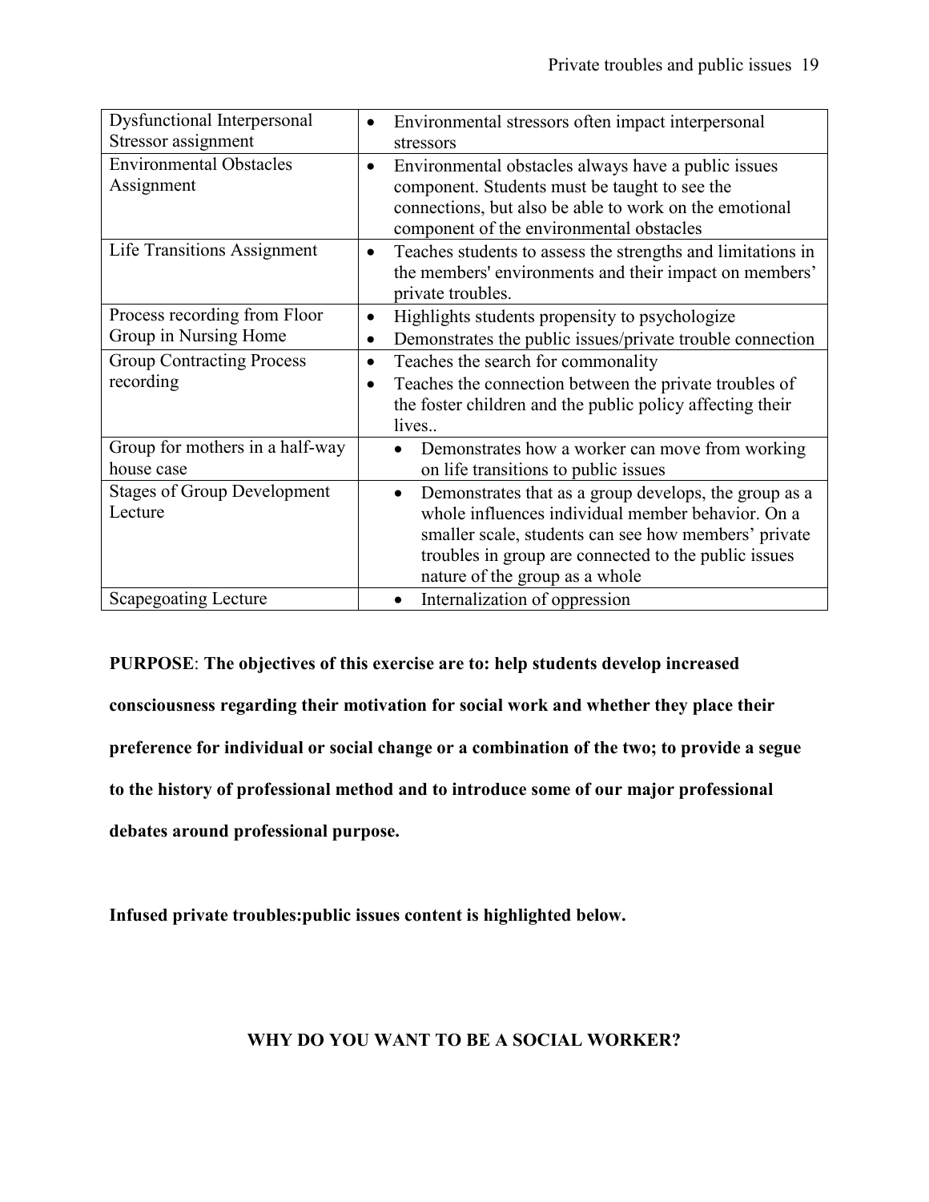| | |
|---|---|
| Dysfunctional Interpersonal Stressor assignment | • Environmental stressors often impact interpersonal stressors |
| Environmental Obstacles Assignment | • Environmental obstacles always have a public issues component. Students must be taught to see the connections, but also be able to work on the emotional component of the environmental obstacles |
| Life Transitions Assignment | • Teaches students to assess the strengths and limitations in the members' environments and their impact on members' private troubles. |
| Process recording from Floor Group in Nursing Home | • Highlights students propensity to psychologize<br>• Demonstrates the public issues/private trouble connection |
| Group Contracting Process recording | • Teaches the search for commonality<br>• Teaches the connection between the private troubles of the foster children and the public policy affecting their lives.. |
| Group for mothers in a half-way house case | • Demonstrates how a worker can move from working on life transitions to public issues |
| Stages of Group Development Lecture | • Demonstrates that as a group develops, the group as a whole influences individual member behavior. On a smaller scale, students can see how members' private troubles in group are connected to the public issues nature of the group as a whole |
| Scapegoating Lecture | • Internalization of oppression |

**PURPOSE**: **The objectives of this exercise are to: help students develop increased consciousness regarding their motivation for social work and whether they place their preference for individual or social change or a combination of the two; to provide a segue to the history of professional method and to introduce some of our major professional debates around professional purpose.**

**Infused private troubles:public issues content is highlighted below.**

## WHY DO YOU WANT TO BE A SOCIAL WORKER?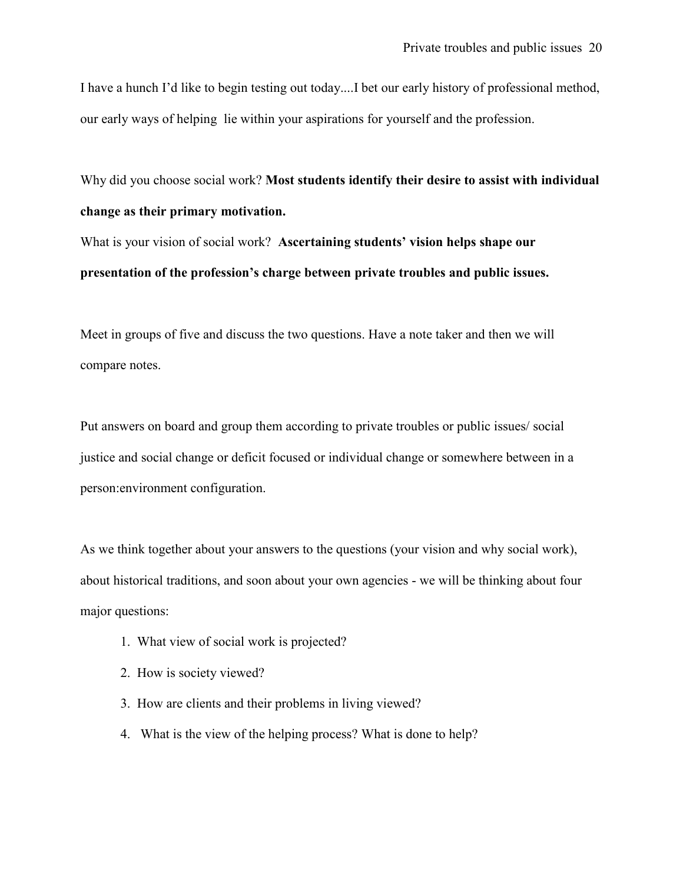I have a hunch I'd like to begin testing out today....I bet our early history of professional method, our early ways of helping  lie within your aspirations for yourself and the profession.

Why did you choose social work? **Most students identify their desire to assist with individual change as their primary motivation.**

What is your vision of social work?  **Ascertaining students' vision helps shape our presentation of the profession's charge between private troubles and public issues.**

Meet in groups of five and discuss the two questions. Have a note taker and then we will compare notes.

Put answers on board and group them according to private troubles or public issues/ social justice and social change or deficit focused or individual change or somewhere between in a person:environment configuration.

As we think together about your answers to the questions (your vision and why social work), about historical traditions, and soon about your own agencies - we will be thinking about four major questions:

1. What view of social work is projected?
2. How is society viewed?
3. How are clients and their problems in living viewed?
4. What is the view of the helping process? What is done to help?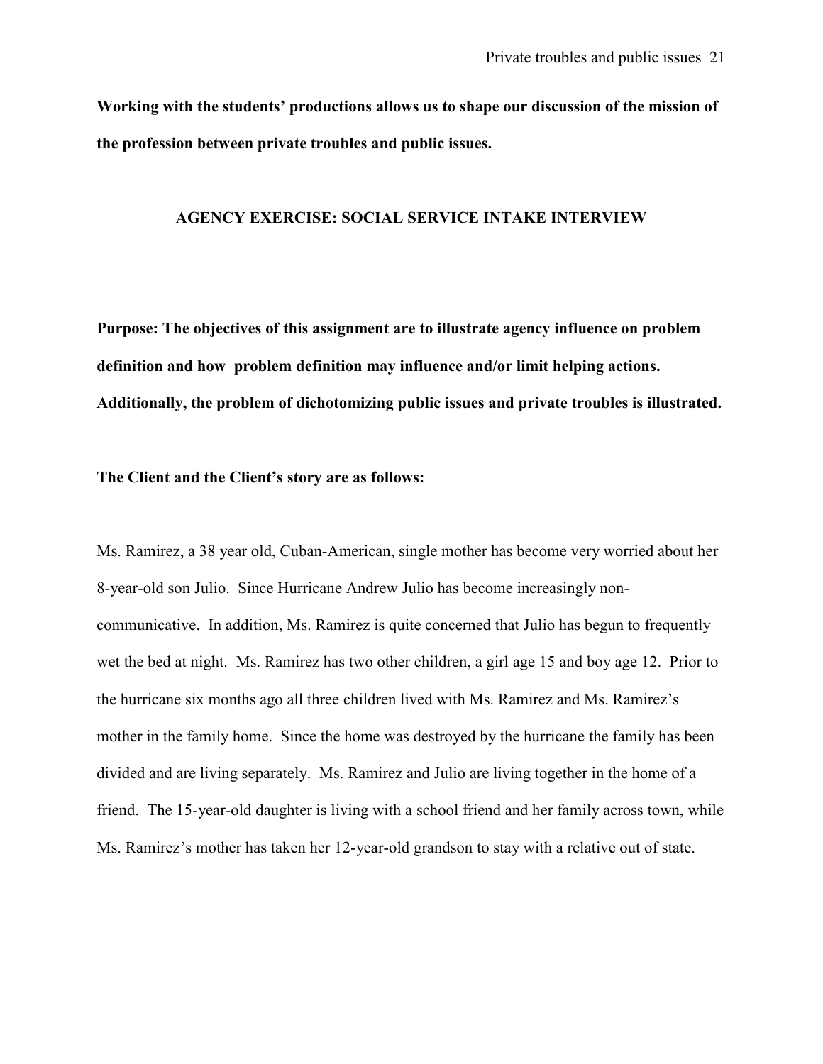**Working with the students' productions allows us to shape our discussion of the mission of the profession between private troubles and public issues.**

## AGENCY EXERCISE: SOCIAL SERVICE INTAKE INTERVIEW

**Purpose: The objectives of this assignment are to illustrate agency influence on problem definition and how problem definition may influence and/or limit helping actions. Additionally, the problem of dichotomizing public issues and private troubles is illustrated.**

**The Client and the Client's story are as follows:**

Ms. Ramirez, a 38 year old, Cuban-American, single mother has become very worried about her 8-year-old son Julio. Since Hurricane Andrew Julio has become increasingly non-communicative. In addition, Ms. Ramirez is quite concerned that Julio has begun to frequently wet the bed at night. Ms. Ramirez has two other children, a girl age 15 and boy age 12. Prior to the hurricane six months ago all three children lived with Ms. Ramirez and Ms. Ramirez's mother in the family home. Since the home was destroyed by the hurricane the family has been divided and are living separately. Ms. Ramirez and Julio are living together in the home of a friend. The 15-year-old daughter is living with a school friend and her family across town, while Ms. Ramirez's mother has taken her 12-year-old grandson to stay with a relative out of state.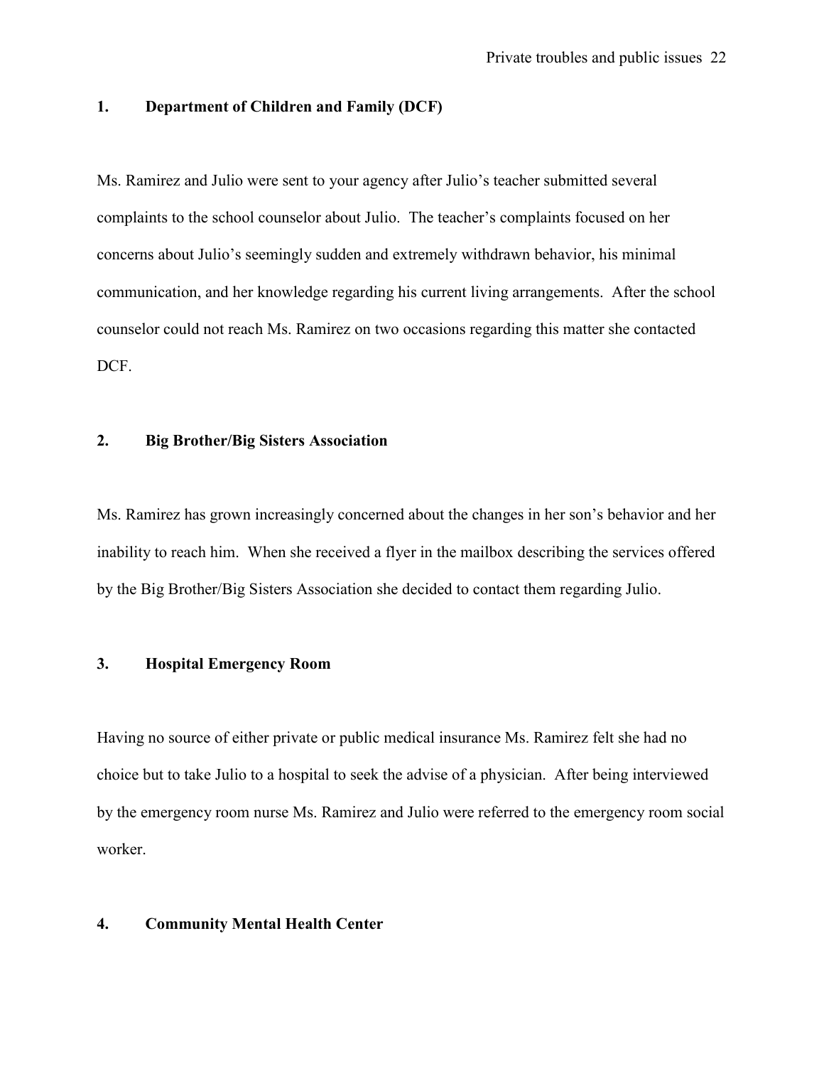**1. Department of Children and Family (DCF)**

Ms. Ramirez and Julio were sent to your agency after Julio's teacher submitted several complaints to the school counselor about Julio. The teacher's complaints focused on her concerns about Julio's seemingly sudden and extremely withdrawn behavior, his minimal communication, and her knowledge regarding his current living arrangements. After the school counselor could not reach Ms. Ramirez on two occasions regarding this matter she contacted DCF.

**2. Big Brother/Big Sisters Association**

Ms. Ramirez has grown increasingly concerned about the changes in her son's behavior and her inability to reach him. When she received a flyer in the mailbox describing the services offered by the Big Brother/Big Sisters Association she decided to contact them regarding Julio.

**3. Hospital Emergency Room**

Having no source of either private or public medical insurance Ms. Ramirez felt she had no choice but to take Julio to a hospital to seek the advise of a physician. After being interviewed by the emergency room nurse Ms. Ramirez and Julio were referred to the emergency room social worker.

**4. Community Mental Health Center**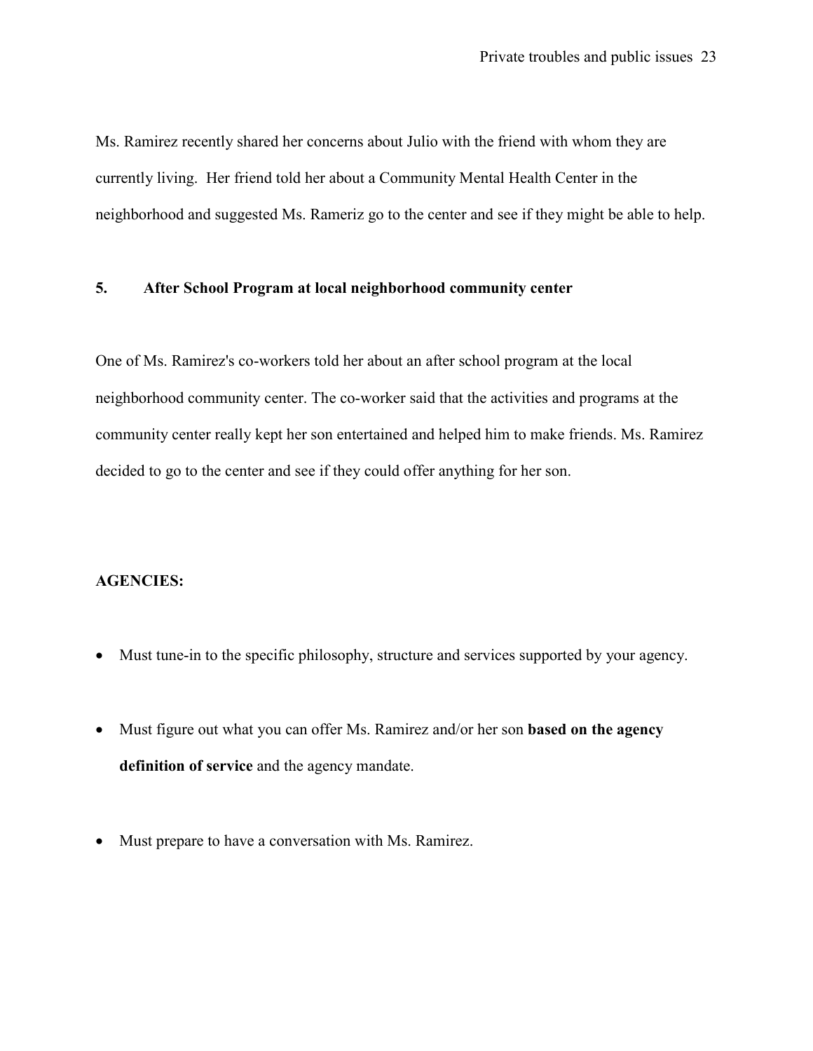Ms. Ramirez recently shared her concerns about Julio with the friend with whom they are currently living. Her friend told her about a Community Mental Health Center in the neighborhood and suggested Ms. Rameriz go to the center and see if they might be able to help.

**5. After School Program at local neighborhood community center**

One of Ms. Ramirez's co-workers told her about an after school program at the local neighborhood community center. The co-worker said that the activities and programs at the community center really kept her son entertained and helped him to make friends. Ms. Ramirez decided to go to the center and see if they could offer anything for her son.

**AGENCIES:**

- Must tune-in to the specific philosophy, structure and services supported by your agency.
- Must figure out what you can offer Ms. Ramirez and/or her son **based on the agency definition of service** and the agency mandate.
- Must prepare to have a conversation with Ms. Ramirez.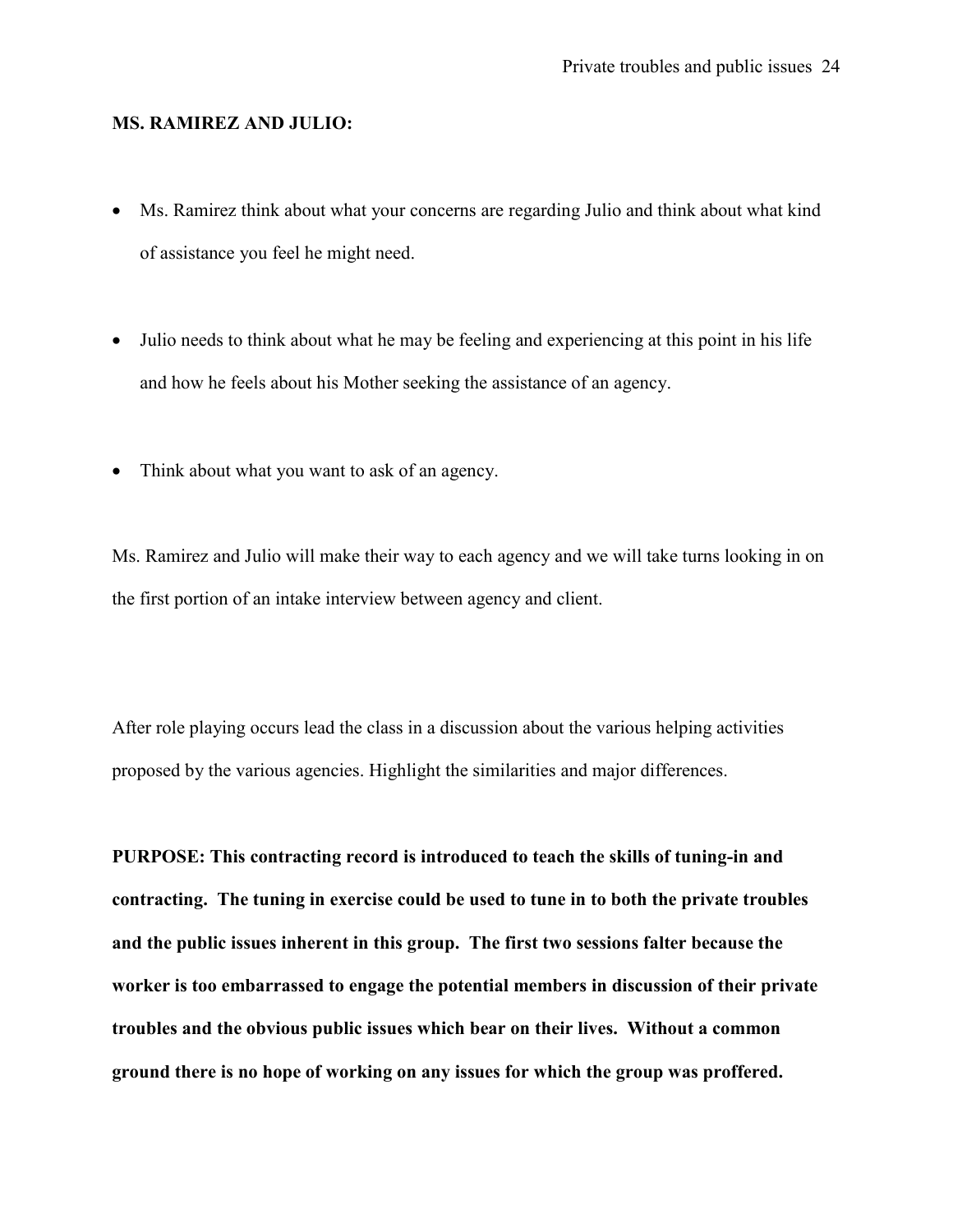**MS. RAMIREZ AND JULIO:**

- Ms. Ramirez think about what your concerns are regarding Julio and think about what kind of assistance you feel he might need.
- Julio needs to think about what he may be feeling and experiencing at this point in his life and how he feels about his Mother seeking the assistance of an agency.
- Think about what you want to ask of an agency.

Ms. Ramirez and Julio will make their way to each agency and we will take turns looking in on the first portion of an intake interview between agency and client.

After role playing occurs lead the class in a discussion about the various helping activities proposed by the various agencies. Highlight the similarities and major differences.

**PURPOSE: This contracting record is introduced to teach the skills of tuning-in and contracting. The tuning in exercise could be used to tune in to both the private troubles and the public issues inherent in this group. The first two sessions falter because the worker is too embarrassed to engage the potential members in discussion of their private troubles and the obvious public issues which bear on their lives. Without a common ground there is no hope of working on any issues for which the group was proffered.**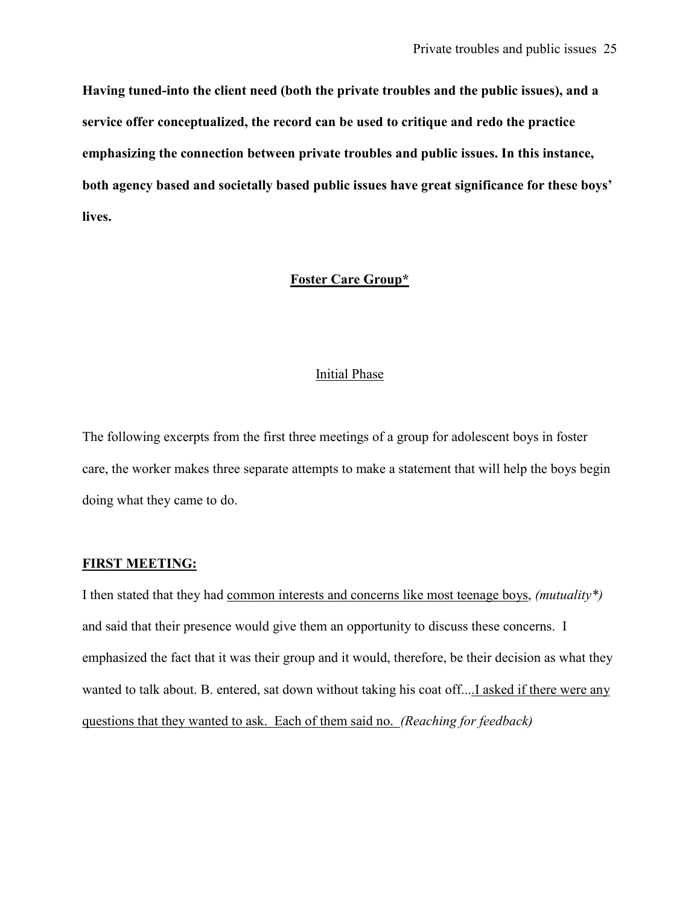**Having tuned-into the client need (both the private troubles and the public issues), and a service offer conceptualized, the record can be used to critique and redo the practice emphasizing the connection between private troubles and public issues. In this instance, both agency based and societally based public issues have great significance for these boys' lives.**

## <u>Foster Care Group*</u>

### <u>Initial Phase</u>

The following excerpts from the first three meetings of a group for adolescent boys in foster care, the worker makes three separate attempts to make a statement that will help the boys begin doing what they came to do.

**<u>FIRST MEETING:</u>**

I then stated that they had <u>common interests and concerns like most teenage boys</u>, *(mutuality*)* and said that their presence would give them an opportunity to discuss these concerns. I emphasized the fact that it was their group and it would, therefore, be their decision as what they wanted to talk about. B. entered, sat down without taking his coat off....<u>I asked if there were any questions that they wanted to ask. Each of them said no.</u> *(Reaching for feedback)*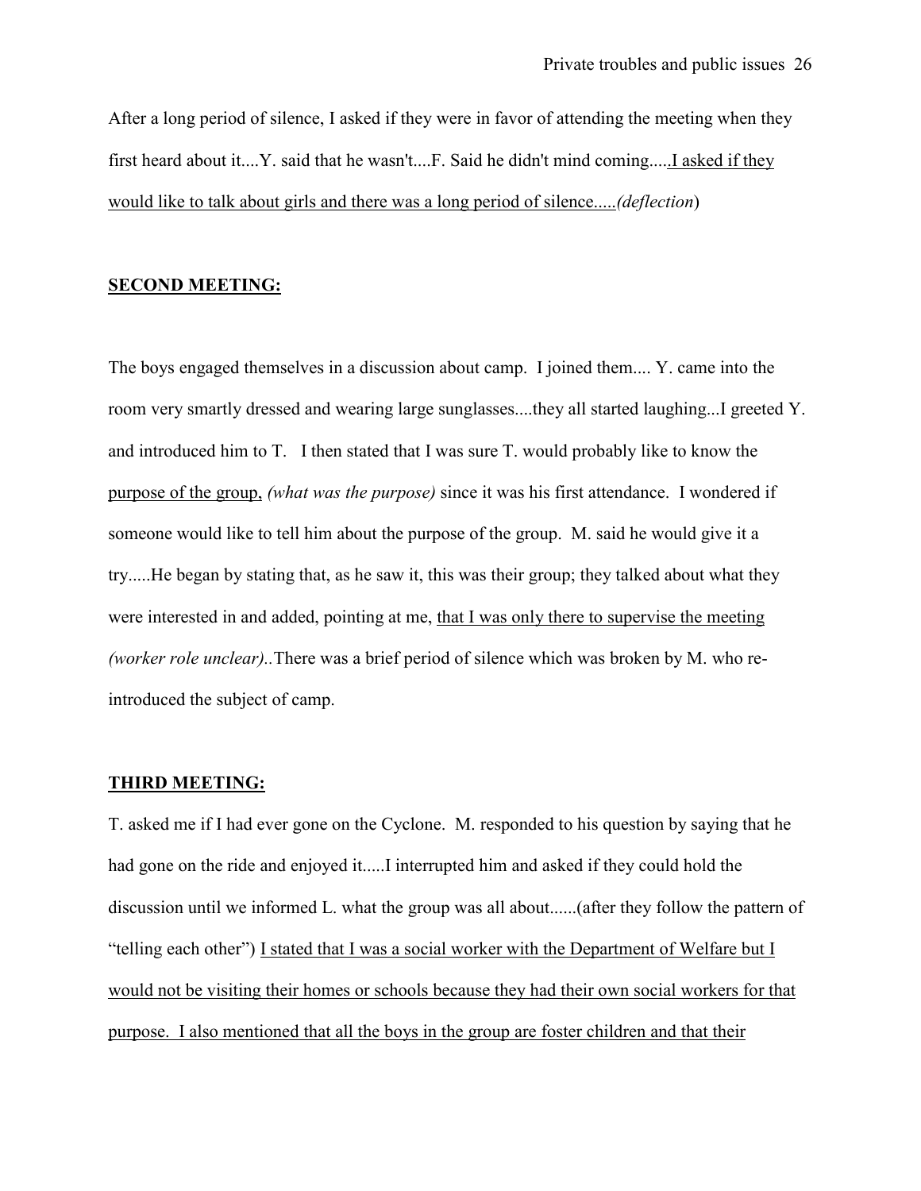After a long period of silence, I asked if they were in favor of attending the meeting when they first heard about it....Y. said that he wasn't....F. Said he didn't mind coming.....<u>I asked if they would like to talk about girls and there was a long period of silence.....</u>*(deflection*)

**<u>SECOND MEETING:</u>**

The boys engaged themselves in a discussion about camp. I joined them.... Y. came into the room very smartly dressed and wearing large sunglasses....they all started laughing...I greeted Y. and introduced him to T. I then stated that I was sure T. would probably like to know the <u>purpose of the group,</u> *(what was the purpose)* since it was his first attendance. I wondered if someone would like to tell him about the purpose of the group. M. said he would give it a try.....He began by stating that, as he saw it, this was their group; they talked about what they were interested in and added, pointing at me, <u>that I was only there to supervise the meeting</u> *(worker role unclear)*..There was a brief period of silence which was broken by M. who re-introduced the subject of camp.

**<u>THIRD MEETING:</u>**

T. asked me if I had ever gone on the Cyclone. M. responded to his question by saying that he had gone on the ride and enjoyed it.....I interrupted him and asked if they could hold the discussion until we informed L. what the group was all about......(after they follow the pattern of "telling each other") <u>I stated that I was a social worker with the Department of Welfare but I would not be visiting their homes or schools because they had their own social workers for that purpose. I also mentioned that all the boys in the group are foster children and that their</u>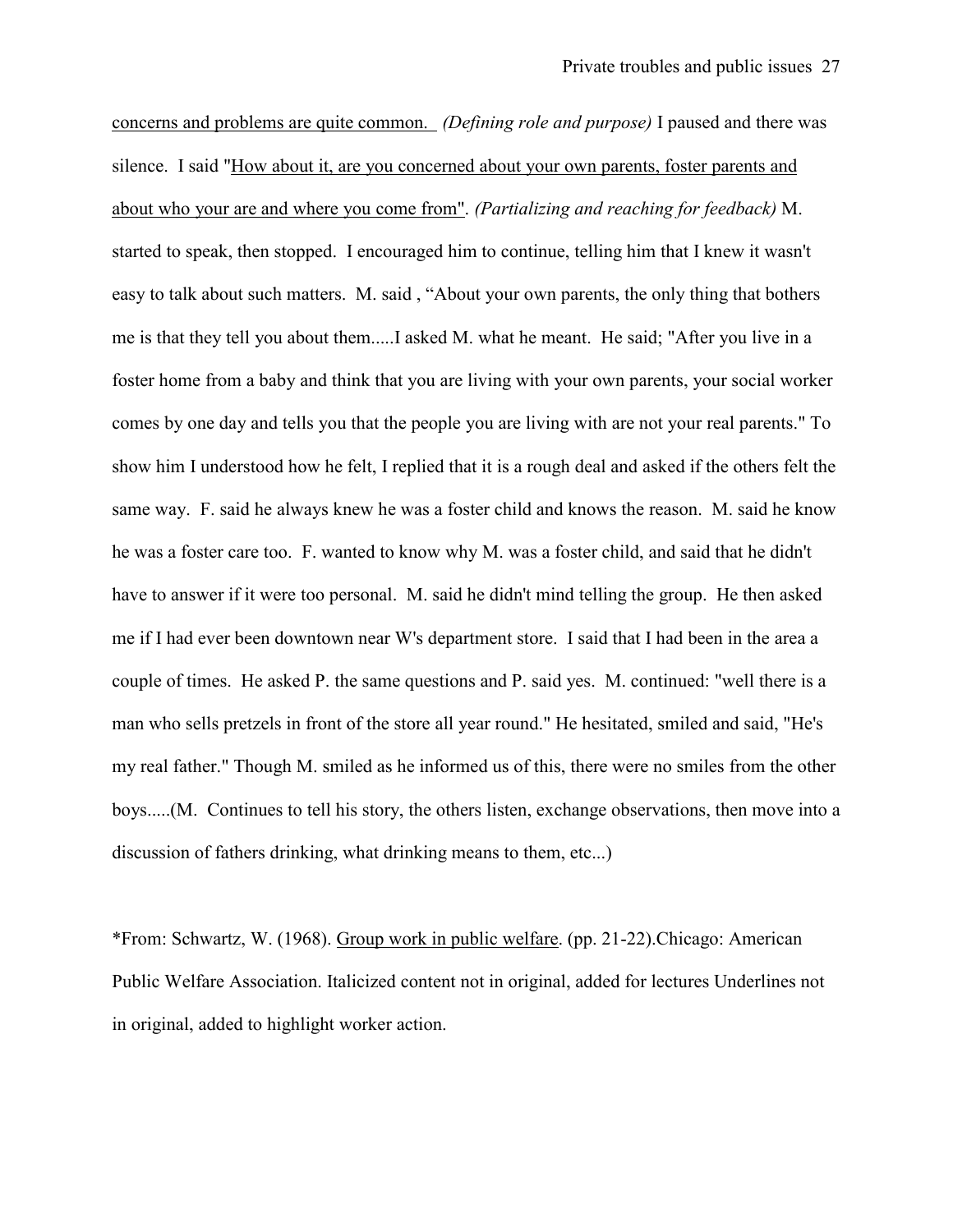<u>concerns and problems are quite common.</u> *(Defining role and purpose)* I paused and there was silence. I said "<u>How about it, are you concerned about your own parents, foster parents and about who your are and where you come from</u>". *(Partializing and reaching for feedback)* M. started to speak, then stopped. I encouraged him to continue, telling him that I knew it wasn't easy to talk about such matters. M. said , "About your own parents, the only thing that bothers me is that they tell you about them.....I asked M. what he meant. He said; "After you live in a foster home from a baby and think that you are living with your own parents, your social worker comes by one day and tells you that the people you are living with are not your real parents." To show him I understood how he felt, I replied that it is a rough deal and asked if the others felt the same way. F. said he always knew he was a foster child and knows the reason. M. said he know he was a foster care too. F. wanted to know why M. was a foster child, and said that he didn't have to answer if it were too personal. M. said he didn't mind telling the group. He then asked me if I had ever been downtown near W's department store. I said that I had been in the area a couple of times. He asked P. the same questions and P. said yes. M. continued: "well there is a man who sells pretzels in front of the store all year round." He hesitated, smiled and said, "He's my real father." Though M. smiled as he informed us of this, there were no smiles from the other boys.....(M. Continues to tell his story, the others listen, exchange observations, then move into a discussion of fathers drinking, what drinking means to them, etc...)

*From: Schwartz, W. (1968). <u>Group work in public welfare</u>. (pp. 21-22).Chicago: American Public Welfare Association. Italicized content not in original, added for lectures Underlines not in original, added to highlight worker action.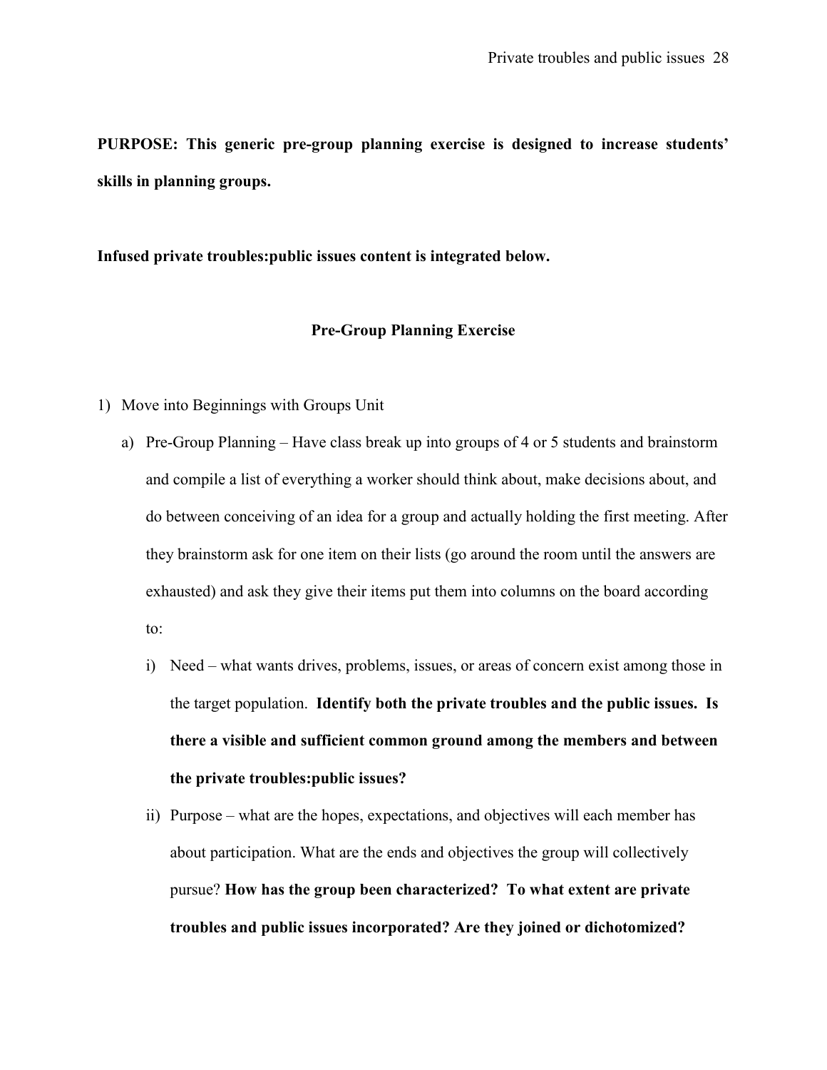**PURPOSE: This generic pre-group planning exercise is designed to increase students' skills in planning groups.**

**Infused private troubles:public issues content is integrated below.**

## Pre-Group Planning Exercise

1) Move into Beginnings with Groups Unit
   a) Pre-Group Planning – Have class break up into groups of 4 or 5 students and brainstorm and compile a list of everything a worker should think about, make decisions about, and do between conceiving of an idea for a group and actually holding the first meeting. After they brainstorm ask for one item on their lists (go around the room until the answers are exhausted) and ask they give their items put them into columns on the board according to:
      i) Need – what wants drives, problems, issues, or areas of concern exist among those in the target population. **Identify both the private troubles and the public issues. Is there a visible and sufficient common ground among the members and between the private troubles:public issues?**
      ii) Purpose – what are the hopes, expectations, and objectives will each member has about participation. What are the ends and objectives the group will collectively pursue? **How has the group been characterized? To what extent are private troubles and public issues incorporated? Are they joined or dichotomized?**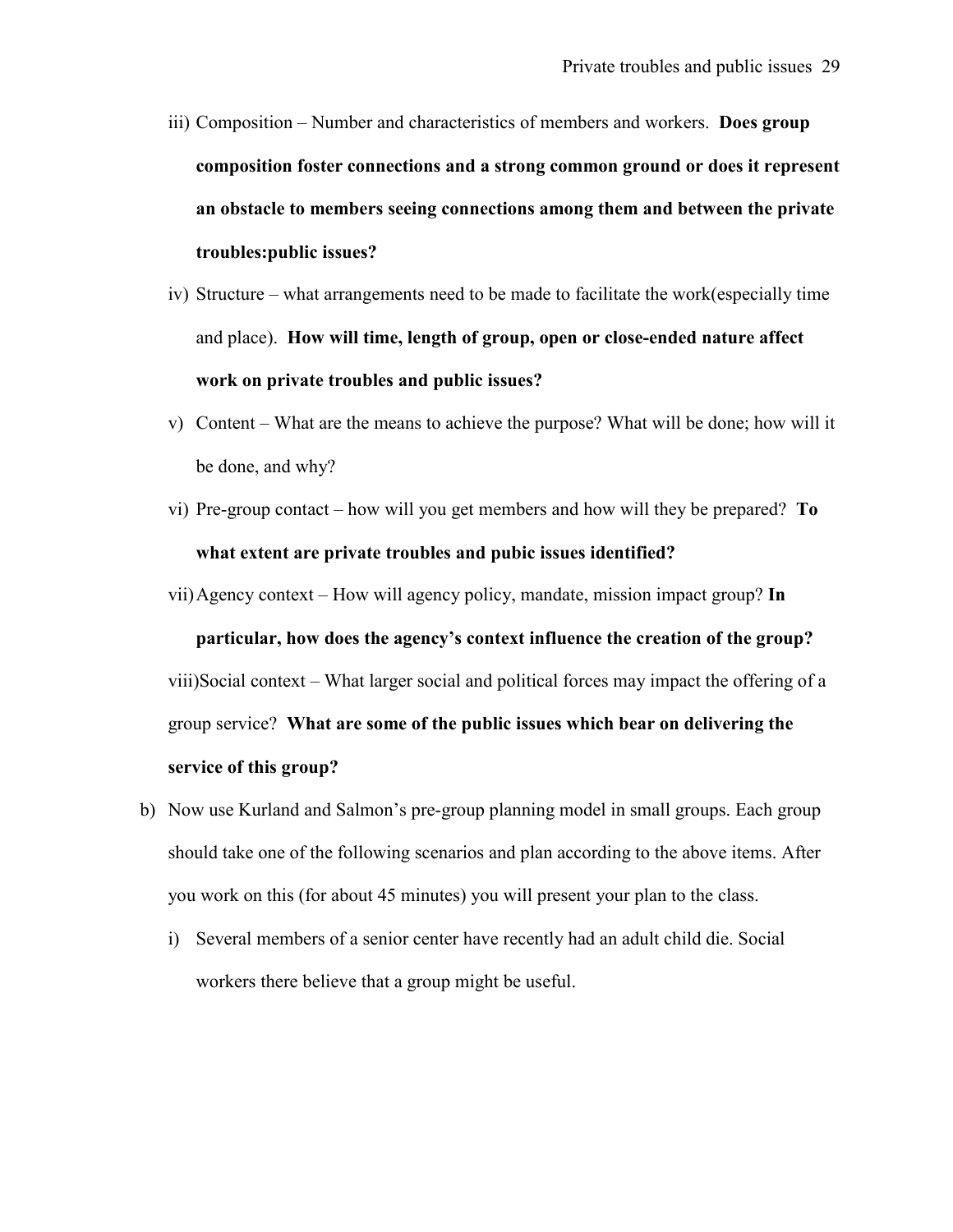iii) Composition – Number and characteristics of members and workers. **Does group composition foster connections and a strong common ground or does it represent an obstacle to members seeing connections among them and between the private troubles:public issues?**

iv) Structure – what arrangements need to be made to facilitate the work(especially time and place). **How will time, length of group, open or close-ended nature affect work on private troubles and public issues?**

v) Content – What are the means to achieve the purpose? What will be done; how will it be done, and why?

vi) Pre-group contact – how will you get members and how will they be prepared? **To what extent are private troubles and pubic issues identified?**

vii) Agency context – How will agency policy, mandate, mission impact group? **In particular, how does the agency's context influence the creation of the group?**

viii) Social context – What larger social and political forces may impact the offering of a group service? **What are some of the public issues which bear on delivering the service of this group?**

b) Now use Kurland and Salmon's pre-group planning model in small groups. Each group should take one of the following scenarios and plan according to the above items. After you work on this (for about 45 minutes) you will present your plan to the class.

   i) Several members of a senior center have recently had an adult child die. Social workers there believe that a group might be useful.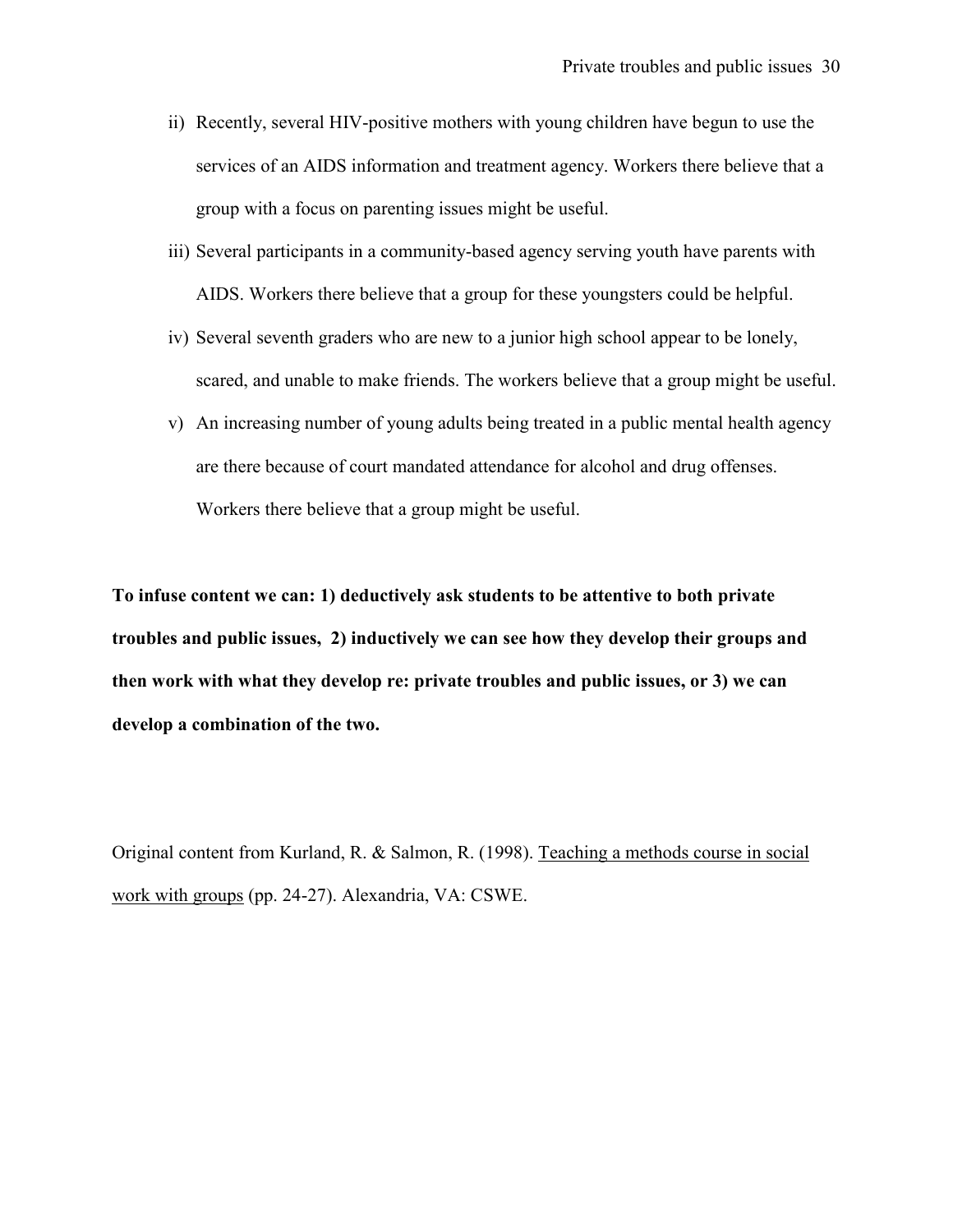ii) Recently, several HIV-positive mothers with young children have begun to use the services of an AIDS information and treatment agency. Workers there believe that a group with a focus on parenting issues might be useful.

iii) Several participants in a community-based agency serving youth have parents with AIDS. Workers there believe that a group for these youngsters could be helpful.

iv) Several seventh graders who are new to a junior high school appear to be lonely, scared, and unable to make friends. The workers believe that a group might be useful.

v) An increasing number of young adults being treated in a public mental health agency are there because of court mandated attendance for alcohol and drug offenses. Workers there believe that a group might be useful.

**To infuse content we can: 1) deductively ask students to be attentive to both private troubles and public issues, 2) inductively we can see how they develop their groups and then work with what they develop re: private troubles and public issues, or 3) we can develop a combination of the two.**

Original content from Kurland, R. & Salmon, R. (1998). Teaching a methods course in social work with groups (pp. 24-27). Alexandria, VA: CSWE.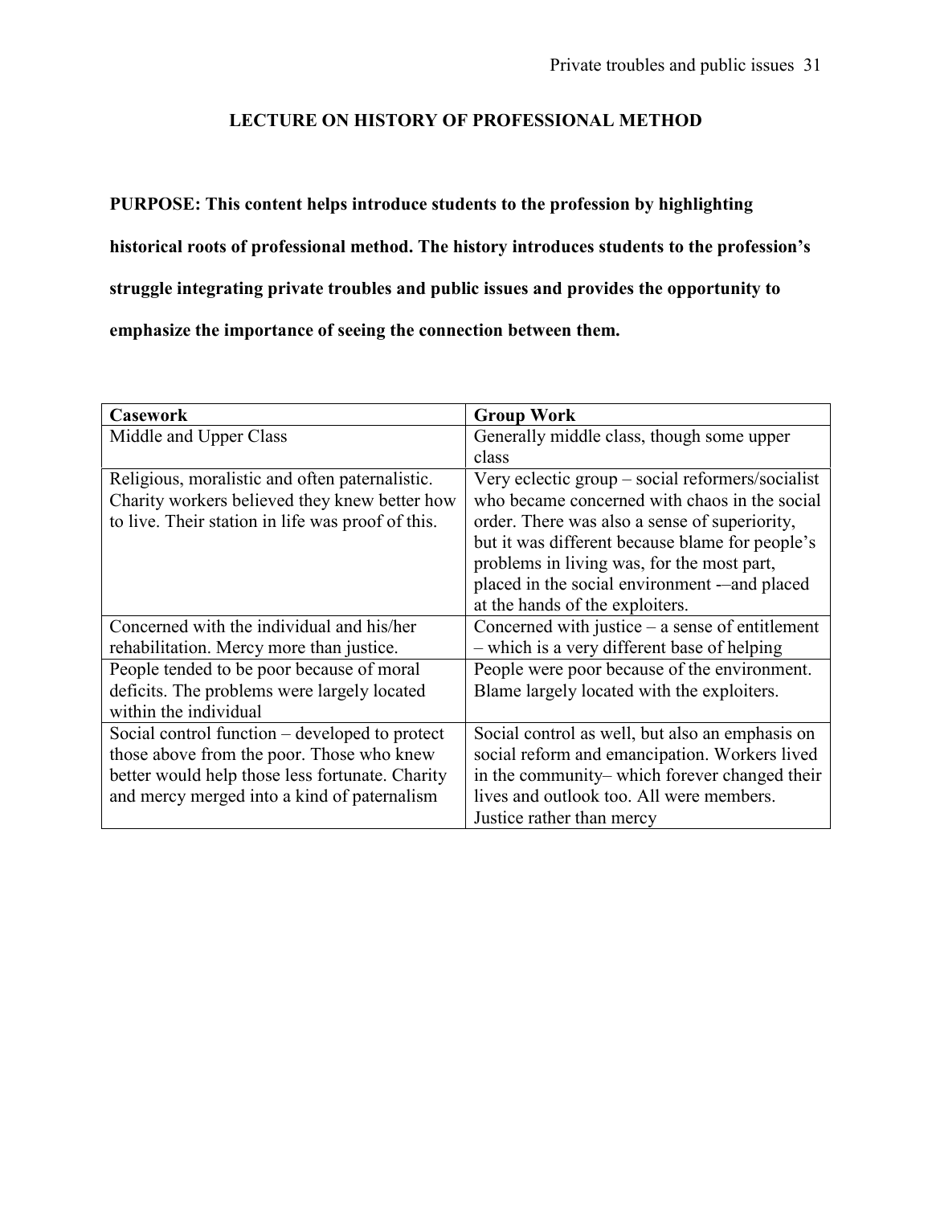## LECTURE ON HISTORY OF PROFESSIONAL METHOD

**PURPOSE: This content helps introduce students to the profession by highlighting historical roots of professional method. The history introduces students to the profession's struggle integrating private troubles and public issues and provides the opportunity to emphasize the importance of seeing the connection between them.**

| Casework | Group Work |
|---|---|
| Middle and Upper Class | Generally middle class, though some upper class |
| Religious, moralistic and often paternalistic. Charity workers believed they knew better how to live. Their station in life was proof of this. | Very eclectic group – social reformers/socialist who became concerned with chaos in the social order. There was also a sense of superiority, but it was different because blame for people's problems in living was, for the most part, placed in the social environment -–and placed at the hands of the exploiters. |
| Concerned with the individual and his/her rehabilitation. Mercy more than justice. | Concerned with justice – a sense of entitlement – which is a very different base of helping |
| People tended to be poor because of moral deficits. The problems were largely located within the individual | People were poor because of the environment. Blame largely located with the exploiters. |
| Social control function – developed to protect those above from the poor. Those who knew better would help those less fortunate. Charity and mercy merged into a kind of paternalism | Social control as well, but also an emphasis on social reform and emancipation. Workers lived in the community– which forever changed their lives and outlook too. All were members. Justice rather than mercy |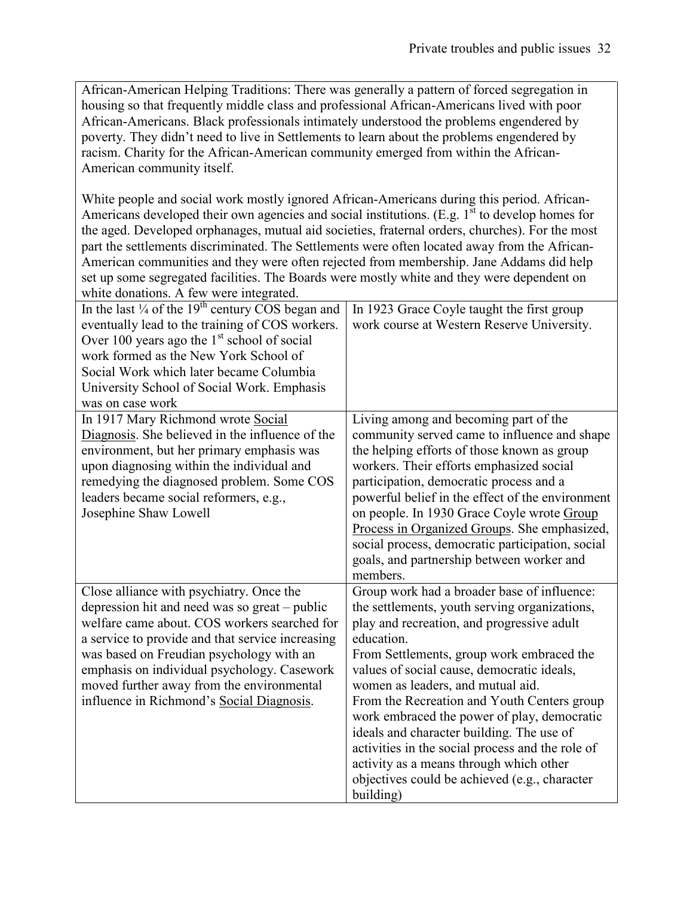| African-American Helping Traditions: There was generally a pattern of forced segregation in housing so that frequently middle class and professional African-Americans lived with poor African-Americans. Black professionals intimately understood the problems engendered by poverty. They didn't need to live in Settlements to learn about the problems engendered by racism. Charity for the African-American community emerged from within the African-American community itself.<br><br>White people and social work mostly ignored African-Americans during this period. African-Americans developed their own agencies and social institutions. (E.g. 1st to develop homes for the aged. Developed orphanages, mutual aid societies, fraternal orders, churches). For the most part the settlements discriminated. The Settlements were often located away from the African-American communities and they were often rejected from membership. Jane Addams did help set up some segregated facilities. The Boards were mostly white and they were dependent on white donations. A few were integrated. | |
|---|---|
| In the last ¼ of the 19th century COS began and eventually lead to the training of COS workers. Over 100 years ago the 1st school of social work formed as the New York School of Social Work which later became Columbia University School of Social Work. Emphasis was on case work | In 1923 Grace Coyle taught the first group work course at Western Reserve University. |
| In 1917 Mary Richmond wrote <u>Social Diagnosis</u>. She believed in the influence of the environment, but her primary emphasis was upon diagnosing within the individual and remedying the diagnosed problem. Some COS leaders became social reformers, e.g., Josephine Shaw Lowell | Living among and becoming part of the community served came to influence and shape the helping efforts of those known as group workers. Their efforts emphasized social participation, democratic process and a powerful belief in the effect of the environment on people. In 1930 Grace Coyle wrote <u>Group Process in Organized Groups</u>. She emphasized, social process, democratic participation, social goals, and partnership between worker and members. |
| Close alliance with psychiatry. Once the depression hit and need was so great – public welfare came about. COS workers searched for a service to provide and that service increasing was based on Freudian psychology with an emphasis on individual psychology. Casework moved further away from the environmental influence in Richmond's <u>Social Diagnosis</u>. | Group work had a broader base of influence: the settlements, youth serving organizations, play and recreation, and progressive adult education.<br>From Settlements, group work embraced the values of social cause, democratic ideals, women as leaders, and mutual aid.<br>From the Recreation and Youth Centers group work embraced the power of play, democratic ideals and character building. The use of activities in the social process and the role of activity as a means through which other objectives could be achieved (e.g., character building) |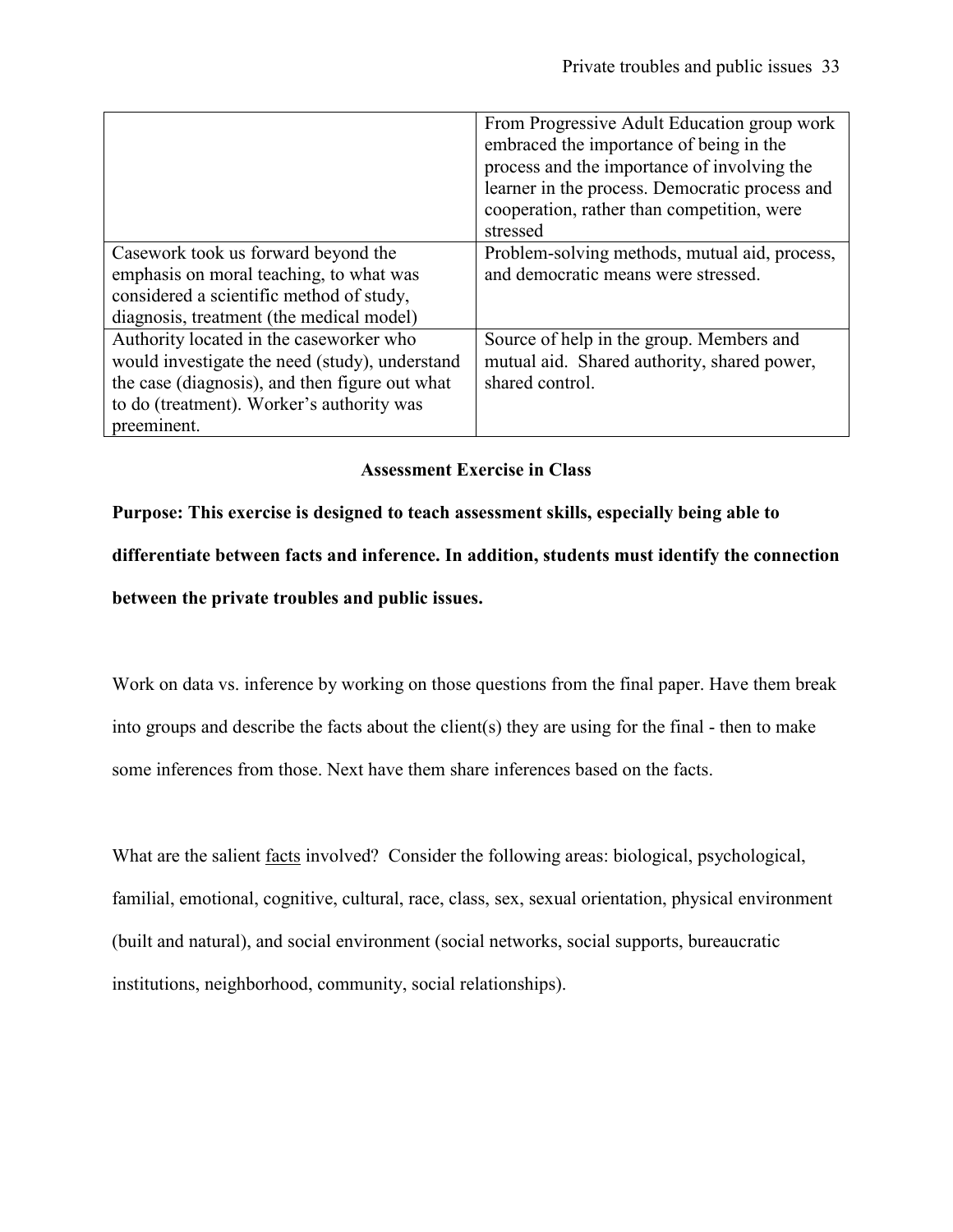| | |
|---|---|
| | From Progressive Adult Education group work embraced the importance of being in the process and the importance of involving the learner in the process. Democratic process and cooperation, rather than competition, were stressed |
| Casework took us forward beyond the emphasis on moral teaching, to what was considered a scientific method of study, diagnosis, treatment (the medical model) | Problem-solving methods, mutual aid, process, and democratic means were stressed. |
| Authority located in the caseworker who would investigate the need (study), understand the case (diagnosis), and then figure out what to do (treatment). Worker's authority was preeminent. | Source of help in the group. Members and mutual aid. Shared authority, shared power, shared control. |

### Assessment Exercise in Class

**Purpose: This exercise is designed to teach assessment skills, especially being able to differentiate between facts and inference. In addition, students must identify the connection between the private troubles and public issues.**

Work on data vs. inference by working on those questions from the final paper. Have them break into groups and describe the facts about the client(s) they are using for the final - then to make some inferences from those. Next have them share inferences based on the facts.

What are the salient <u>facts</u> involved? Consider the following areas: biological, psychological, familial, emotional, cognitive, cultural, race, class, sex, sexual orientation, physical environment (built and natural), and social environment (social networks, social supports, bureaucratic institutions, neighborhood, community, social relationships).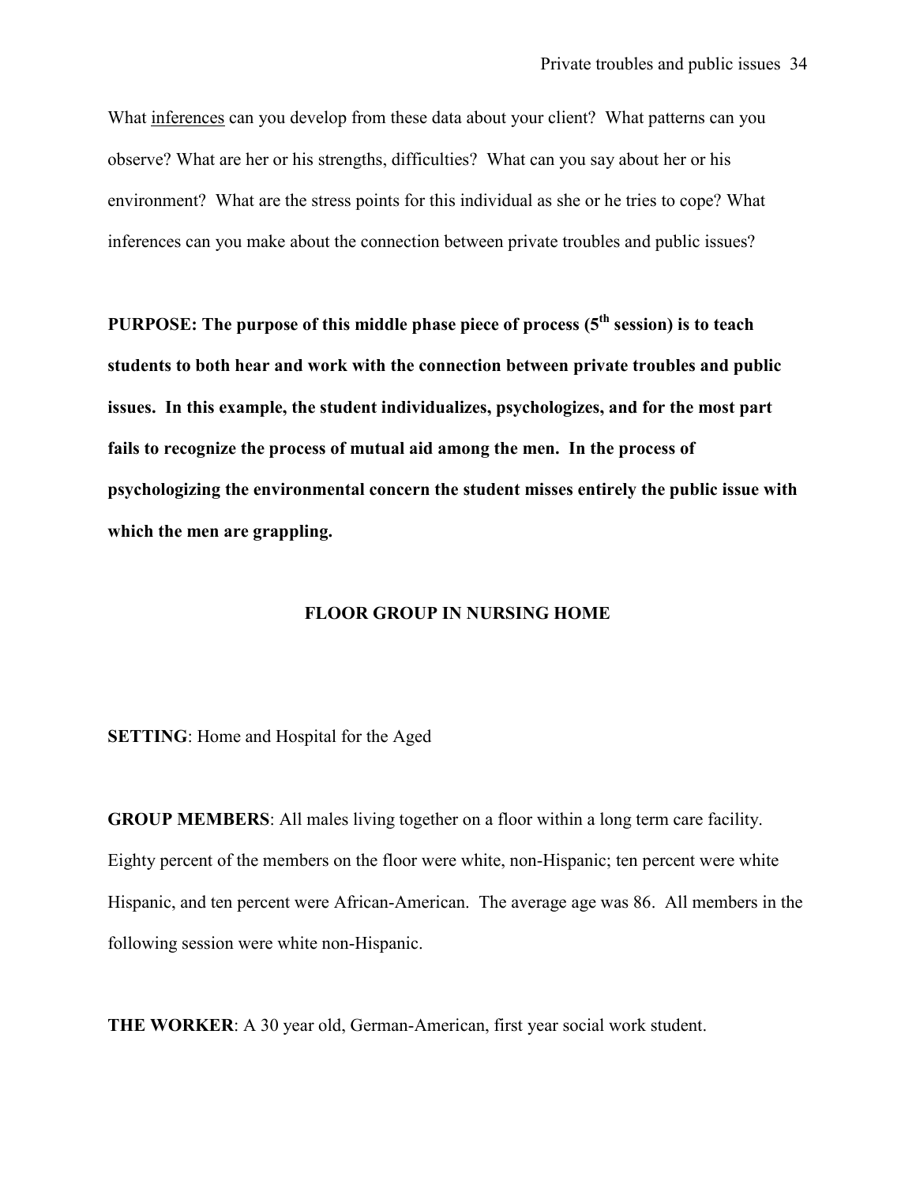What <u>inferences</u> can you develop from these data about your client? What patterns can you observe? What are her or his strengths, difficulties? What can you say about her or his environment? What are the stress points for this individual as she or he tries to cope? What inferences can you make about the connection between private troubles and public issues?

**PURPOSE: The purpose of this middle phase piece of process (5th session) is to teach students to both hear and work with the connection between private troubles and public issues. In this example, the student individualizes, psychologizes, and for the most part fails to recognize the process of mutual aid among the men. In the process of psychologizing the environmental concern the student misses entirely the public issue with which the men are grappling.**

## FLOOR GROUP IN NURSING HOME

**SETTING**: Home and Hospital for the Aged

**GROUP MEMBERS**: All males living together on a floor within a long term care facility. Eighty percent of the members on the floor were white, non-Hispanic; ten percent were white Hispanic, and ten percent were African-American. The average age was 86. All members in the following session were white non-Hispanic.

**THE WORKER**: A 30 year old, German-American, first year social work student.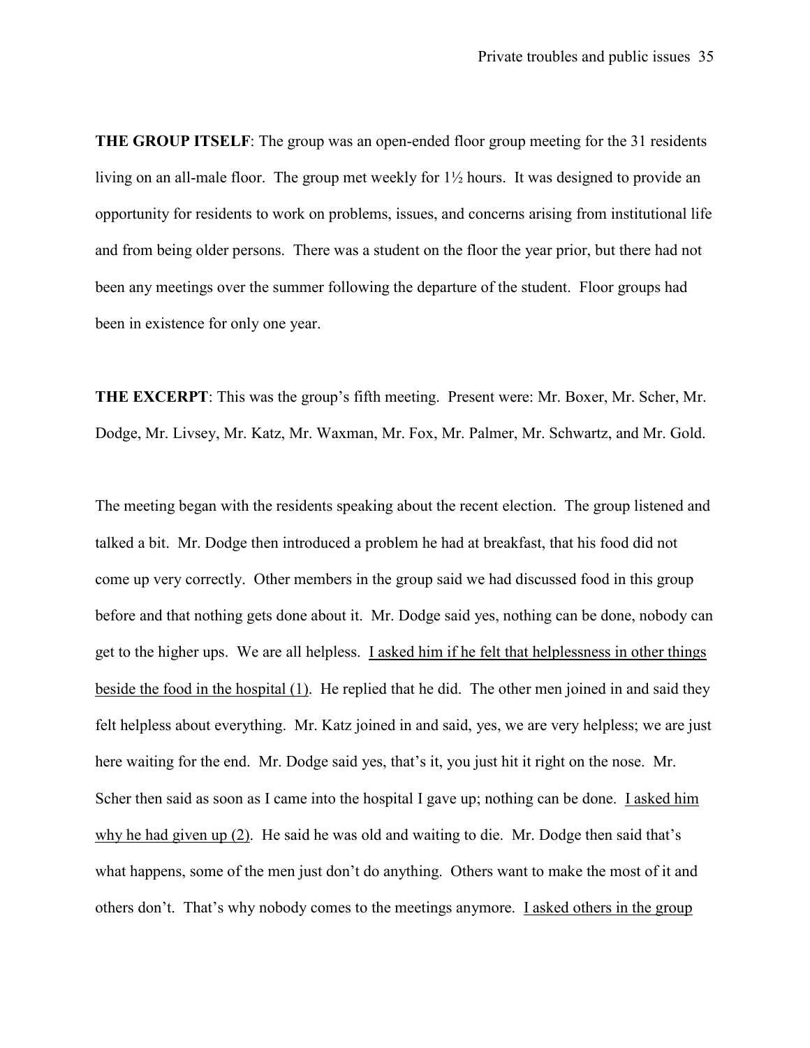**THE GROUP ITSELF**: The group was an open-ended floor group meeting for the 31 residents living on an all-male floor. The group met weekly for 1½ hours. It was designed to provide an opportunity for residents to work on problems, issues, and concerns arising from institutional life and from being older persons. There was a student on the floor the year prior, but there had not been any meetings over the summer following the departure of the student. Floor groups had been in existence for only one year.

**THE EXCERPT**: This was the group's fifth meeting. Present were: Mr. Boxer, Mr. Scher, Mr. Dodge, Mr. Livsey, Mr. Katz, Mr. Waxman, Mr. Fox, Mr. Palmer, Mr. Schwartz, and Mr. Gold.

The meeting began with the residents speaking about the recent election. The group listened and talked a bit. Mr. Dodge then introduced a problem he had at breakfast, that his food did not come up very correctly. Other members in the group said we had discussed food in this group before and that nothing gets done about it. Mr. Dodge said yes, nothing can be done, nobody can get to the higher ups. We are all helpless. <u>I asked him if he felt that helplessness in other things beside the food in the hospital (1)</u>. He replied that he did. The other men joined in and said they felt helpless about everything. Mr. Katz joined in and said, yes, we are very helpless; we are just here waiting for the end. Mr. Dodge said yes, that's it, you just hit it right on the nose. Mr. Scher then said as soon as I came into the hospital I gave up; nothing can be done. <u>I asked him why he had given up (2)</u>. He said he was old and waiting to die. Mr. Dodge then said that's what happens, some of the men just don't do anything. Others want to make the most of it and others don't. That's why nobody comes to the meetings anymore. <u>I asked others in the group</u>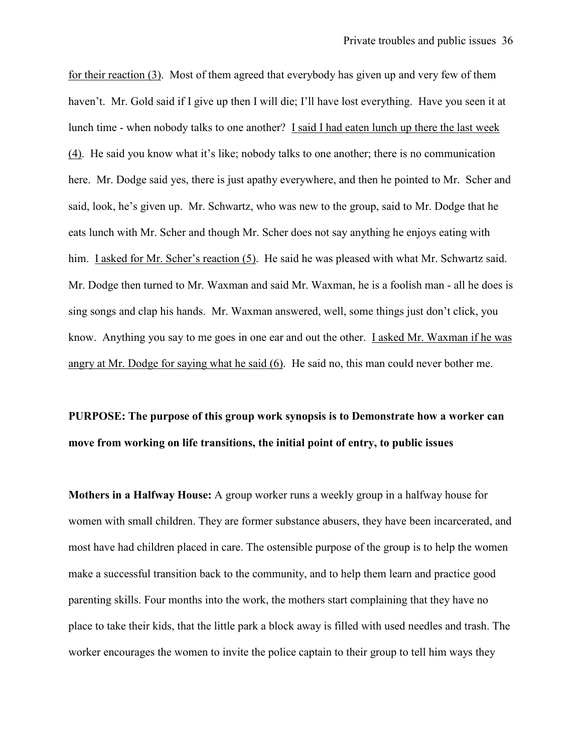for their reaction (3). Most of them agreed that everybody has given up and very few of them haven't. Mr. Gold said if I give up then I will die; I'll have lost everything. Have you seen it at lunch time - when nobody talks to one another? I said I had eaten lunch up there the last week (4). He said you know what it's like; nobody talks to one another; there is no communication here. Mr. Dodge said yes, there is just apathy everywhere, and then he pointed to Mr. Scher and said, look, he's given up. Mr. Schwartz, who was new to the group, said to Mr. Dodge that he eats lunch with Mr. Scher and though Mr. Scher does not say anything he enjoys eating with him. I asked for Mr. Scher's reaction (5). He said he was pleased with what Mr. Schwartz said. Mr. Dodge then turned to Mr. Waxman and said Mr. Waxman, he is a foolish man - all he does is sing songs and clap his hands. Mr. Waxman answered, well, some things just don't click, you know. Anything you say to me goes in one ear and out the other. I asked Mr. Waxman if he was angry at Mr. Dodge for saying what he said (6). He said no, this man could never bother me.

**PURPOSE: The purpose of this group work synopsis is to Demonstrate how a worker can move from working on life transitions, the initial point of entry, to public issues**

**Mothers in a Halfway House:** A group worker runs a weekly group in a halfway house for women with small children. They are former substance abusers, they have been incarcerated, and most have had children placed in care. The ostensible purpose of the group is to help the women make a successful transition back to the community, and to help them learn and practice good parenting skills. Four months into the work, the mothers start complaining that they have no place to take their kids, that the little park a block away is filled with used needles and trash. The worker encourages the women to invite the police captain to their group to tell him ways they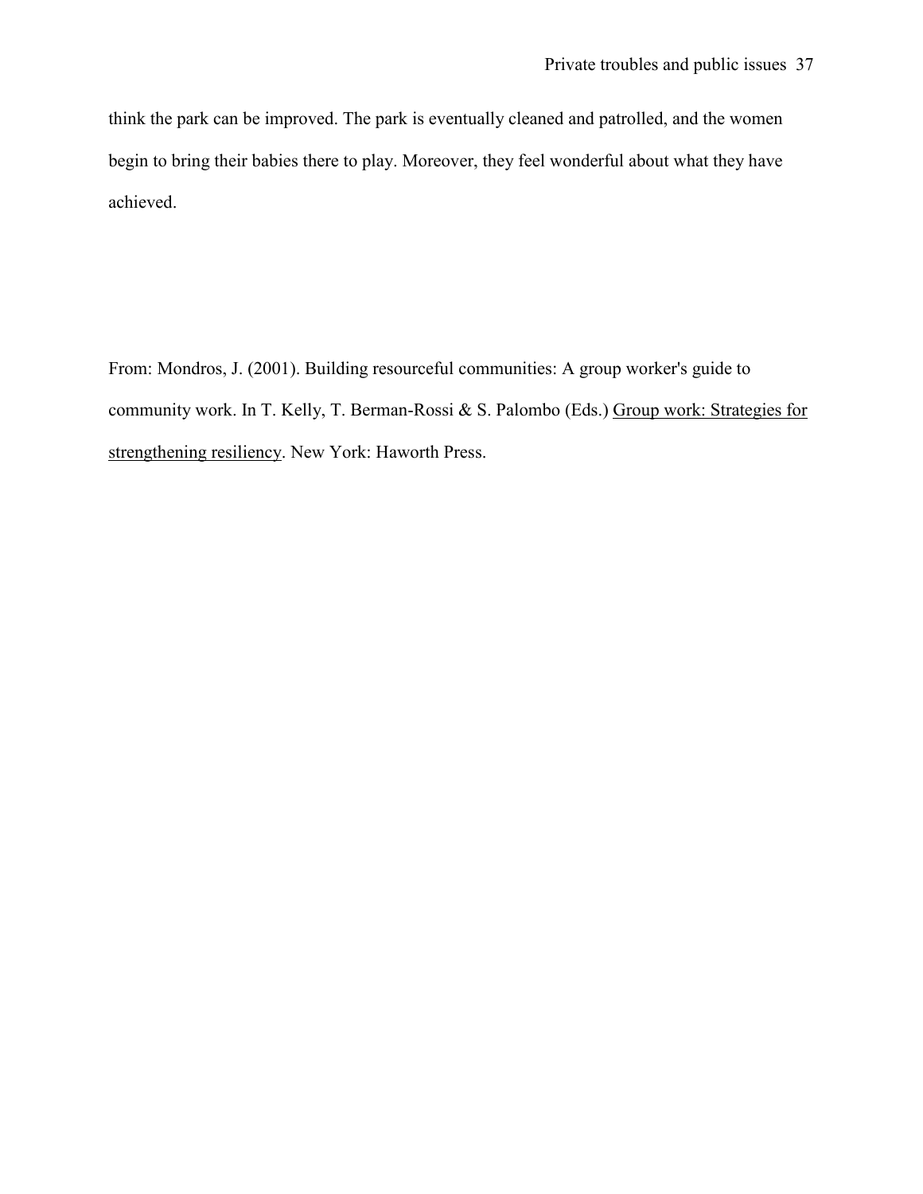think the park can be improved. The park is eventually cleaned and patrolled, and the women begin to bring their babies there to play. Moreover, they feel wonderful about what they have achieved.

From: Mondros, J. (2001). Building resourceful communities: A group worker's guide to community work. In T. Kelly, T. Berman-Rossi & S. Palombo (Eds.) <u>Group work: Strategies for strengthening resiliency</u>. New York: Haworth Press.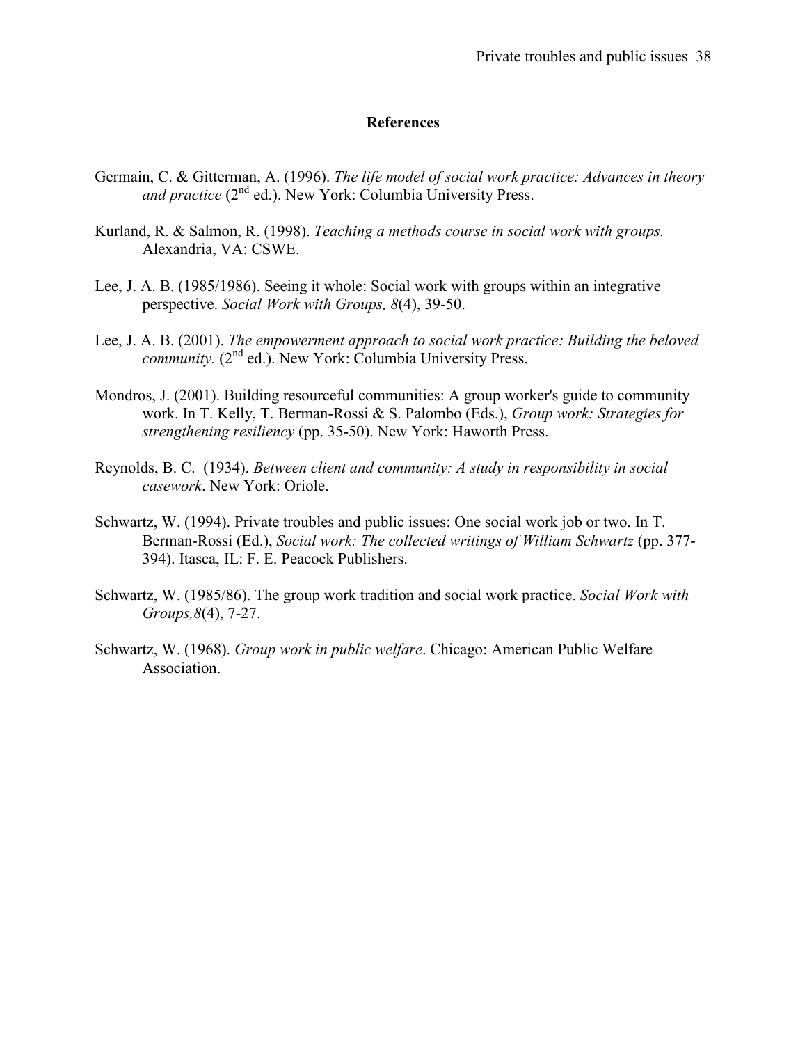## References

Germain, C. & Gitterman, A. (1996). *The life model of social work practice: Advances in theory and practice* (2nd ed.). New York: Columbia University Press.

Kurland, R. & Salmon, R. (1998). *Teaching a methods course in social work with groups.* Alexandria, VA: CSWE.

Lee, J. A. B. (1985/1986). Seeing it whole: Social work with groups within an integrative perspective. *Social Work with Groups, 8*(4), 39-50.

Lee, J. A. B. (2001). *The empowerment approach to social work practice: Building the beloved community.* (2nd ed.). New York: Columbia University Press.

Mondros, J. (2001). Building resourceful communities: A group worker's guide to community work. In T. Kelly, T. Berman-Rossi & S. Palombo (Eds.), *Group work: Strategies for strengthening resiliency* (pp. 35-50). New York: Haworth Press.

Reynolds, B. C. (1934). *Between client and community: A study in responsibility in social casework*. New York: Oriole.

Schwartz, W. (1994). Private troubles and public issues: One social work job or two. In T. Berman-Rossi (Ed.), *Social work: The collected writings of William Schwartz* (pp. 377-394). Itasca, IL: F. E. Peacock Publishers.

Schwartz, W. (1985/86). The group work tradition and social work practice. *Social Work with Groups,8*(4), 7-27.

Schwartz, W. (1968). *Group work in public welfare*. Chicago: American Public Welfare Association.